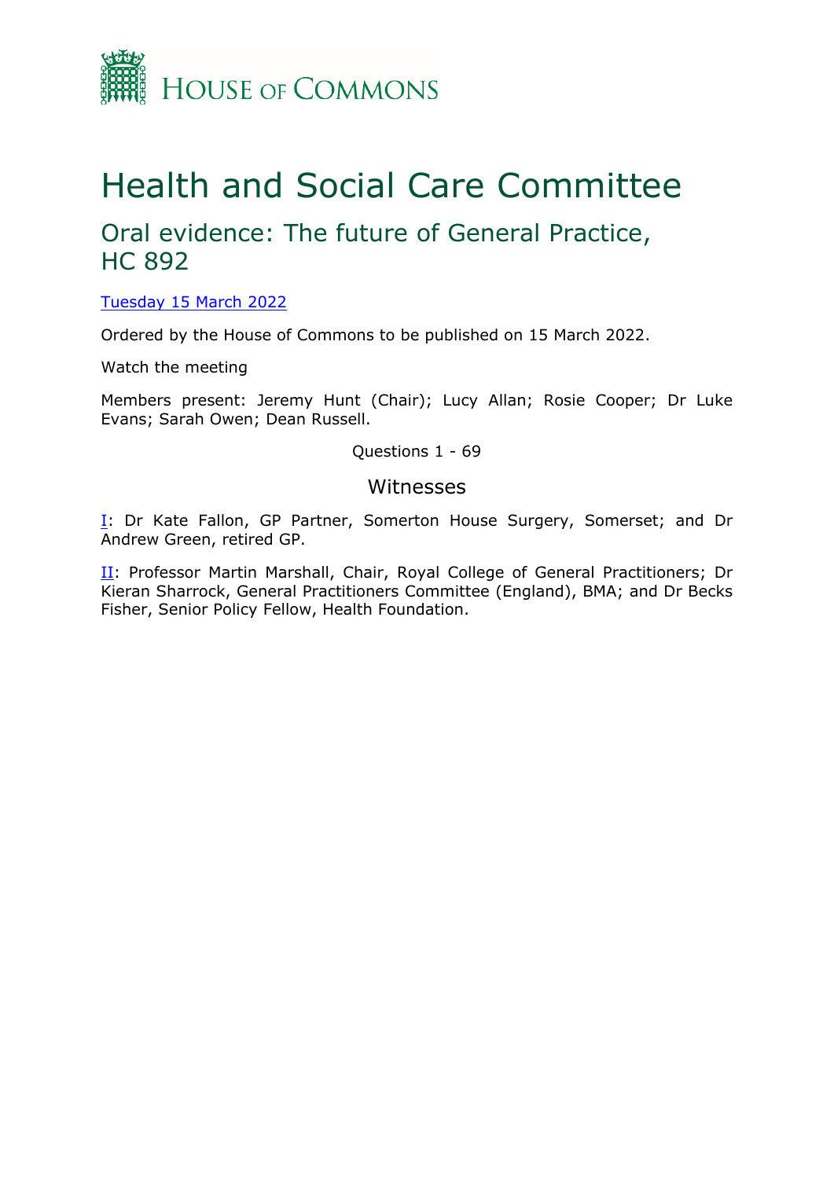HOUSE OF COMMONS

# Health and Social Care Committee

## Oral evidence: The future of General Practice, HC 892

Tuesday 15 March 2022

Ordered by the House of Commons to be published on 15 March 2022.

Watch the meeting

Members present: Jeremy Hunt (Chair); Lucy Allan; Rosie Cooper; Dr Luke Evans; Sarah Owen; Dean Russell.

Questions 1 - 69

### Witnesses

I: Dr Kate Fallon, GP Partner, Somerton House Surgery, Somerset; and Dr Andrew Green, retired GP.

II: Professor Martin Marshall, Chair, Royal College of General Practitioners; Dr Kieran Sharrock, General Practitioners Committee (England), BMA; and Dr Becks Fisher, Senior Policy Fellow, Health Foundation.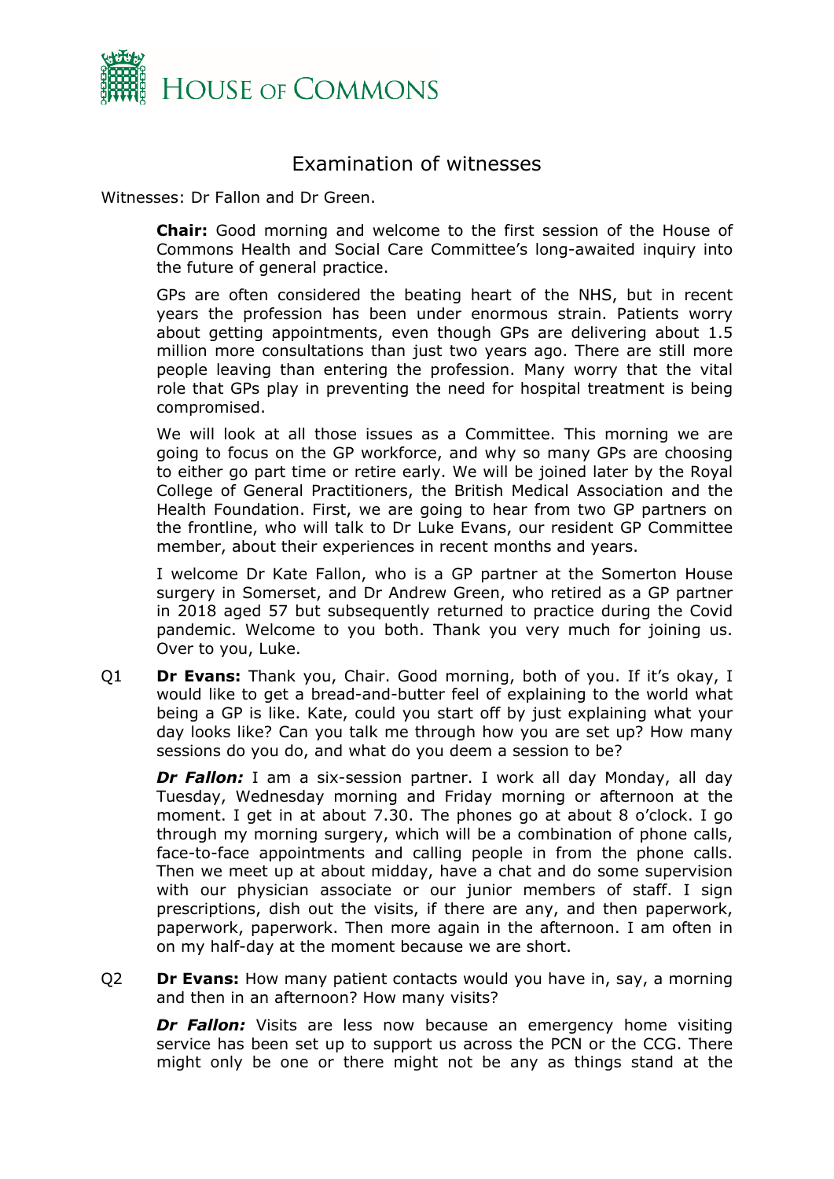# Examination of witnesses

Witnesses: Dr Fallon and Dr Green.

**Chair:** Good morning and welcome to the first session of the House of Commons Health and Social Care Committee's long-awaited inquiry into the future of general practice.

GPs are often considered the beating heart of the NHS, but in recent years the profession has been under enormous strain. Patients worry about getting appointments, even though GPs are delivering about 1.5 million more consultations than just two years ago. There are still more people leaving than entering the profession. Many worry that the vital role that GPs play in preventing the need for hospital treatment is being compromised.

We will look at all those issues as a Committee. This morning we are going to focus on the GP workforce, and why so many GPs are choosing to either go part time or retire early. We will be joined later by the Royal College of General Practitioners, the British Medical Association and the Health Foundation. First, we are going to hear from two GP partners on the frontline, who will talk to Dr Luke Evans, our resident GP Committee member, about their experiences in recent months and years.

I welcome Dr Kate Fallon, who is a GP partner at the Somerton House surgery in Somerset, and Dr Andrew Green, who retired as a GP partner in 2018 aged 57 but subsequently returned to practice during the Covid pandemic. Welcome to you both. Thank you very much for joining us. Over to you, Luke.

Q1 **Dr Evans:** Thank you, Chair. Good morning, both of you. If it's okay, I would like to get a bread-and-butter feel of explaining to the world what being a GP is like. Kate, could you start off by just explaining what your day looks like? Can you talk me through how you are set up? How many sessions do you do, and what do you deem a session to be?

***Dr Fallon:*** I am a six-session partner. I work all day Monday, all day Tuesday, Wednesday morning and Friday morning or afternoon at the moment. I get in at about 7.30. The phones go at about 8 o'clock. I go through my morning surgery, which will be a combination of phone calls, face-to-face appointments and calling people in from the phone calls. Then we meet up at about midday, have a chat and do some supervision with our physician associate or our junior members of staff. I sign prescriptions, dish out the visits, if there are any, and then paperwork, paperwork, paperwork. Then more again in the afternoon. I am often in on my half-day at the moment because we are short.

Q2 **Dr Evans:** How many patient contacts would you have in, say, a morning and then in an afternoon? How many visits?

***Dr Fallon:*** Visits are less now because an emergency home visiting service has been set up to support us across the PCN or the CCG. There might only be one or there might not be any as things stand at the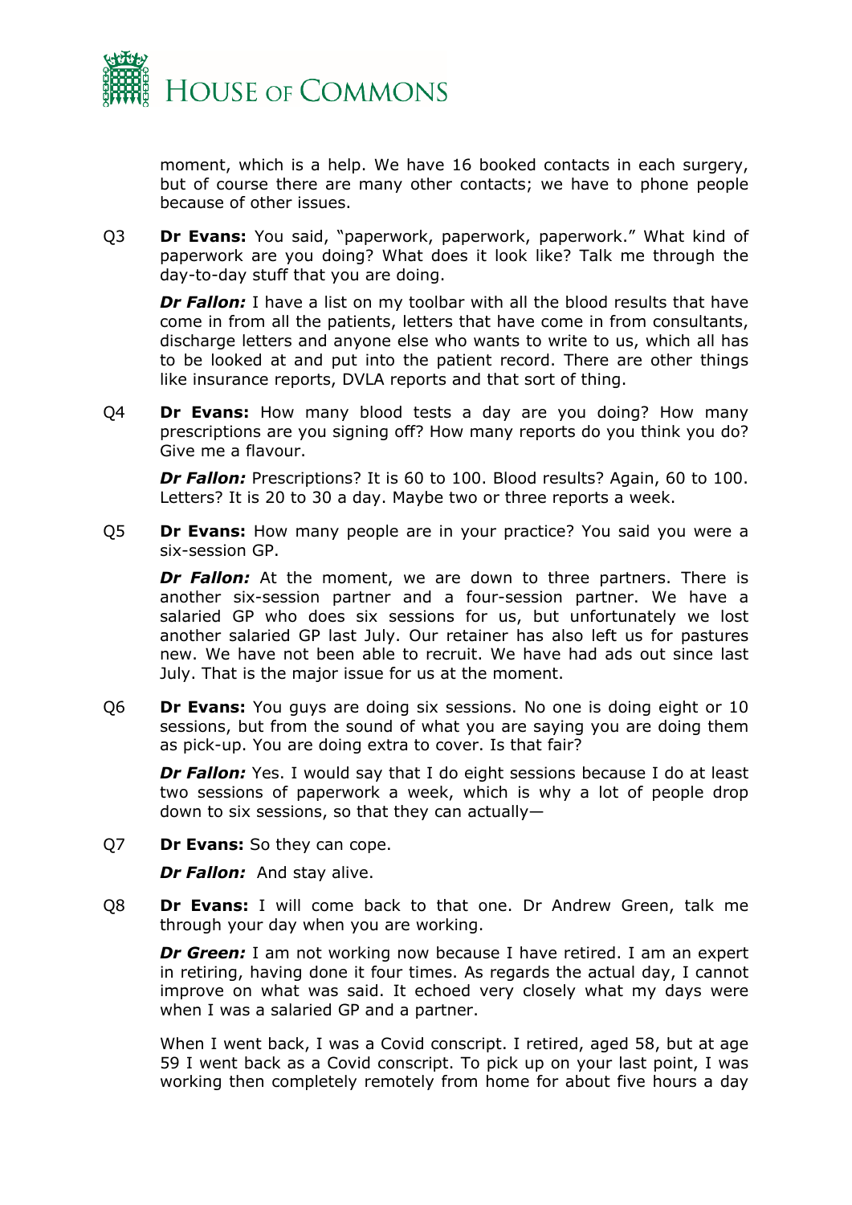moment, which is a help. We have 16 booked contacts in each surgery, but of course there are many other contacts; we have to phone people because of other issues.

Q3 **Dr Evans:** You said, "paperwork, paperwork, paperwork." What kind of paperwork are you doing? What does it look like? Talk me through the day-to-day stuff that you are doing.

***Dr Fallon:*** I have a list on my toolbar with all the blood results that have come in from all the patients, letters that have come in from consultants, discharge letters and anyone else who wants to write to us, which all has to be looked at and put into the patient record. There are other things like insurance reports, DVLA reports and that sort of thing.

Q4 **Dr Evans:** How many blood tests a day are you doing? How many prescriptions are you signing off? How many reports do you think you do? Give me a flavour.

***Dr Fallon:*** Prescriptions? It is 60 to 100. Blood results? Again, 60 to 100. Letters? It is 20 to 30 a day. Maybe two or three reports a week.

Q5 **Dr Evans:** How many people are in your practice? You said you were a six-session GP.

***Dr Fallon:*** At the moment, we are down to three partners. There is another six-session partner and a four-session partner. We have a salaried GP who does six sessions for us, but unfortunately we lost another salaried GP last July. Our retainer has also left us for pastures new. We have not been able to recruit. We have had ads out since last July. That is the major issue for us at the moment.

Q6 **Dr Evans:** You guys are doing six sessions. No one is doing eight or 10 sessions, but from the sound of what you are saying you are doing them as pick-up. You are doing extra to cover. Is that fair?

***Dr Fallon:*** Yes. I would say that I do eight sessions because I do at least two sessions of paperwork a week, which is why a lot of people drop down to six sessions, so that they can actually—

Q7 **Dr Evans:** So they can cope.

***Dr Fallon:*** And stay alive.

Q8 **Dr Evans:** I will come back to that one. Dr Andrew Green, talk me through your day when you are working.

***Dr Green:*** I am not working now because I have retired. I am an expert in retiring, having done it four times. As regards the actual day, I cannot improve on what was said. It echoed very closely what my days were when I was a salaried GP and a partner.

When I went back, I was a Covid conscript. I retired, aged 58, but at age 59 I went back as a Covid conscript. To pick up on your last point, I was working then completely remotely from home for about five hours a day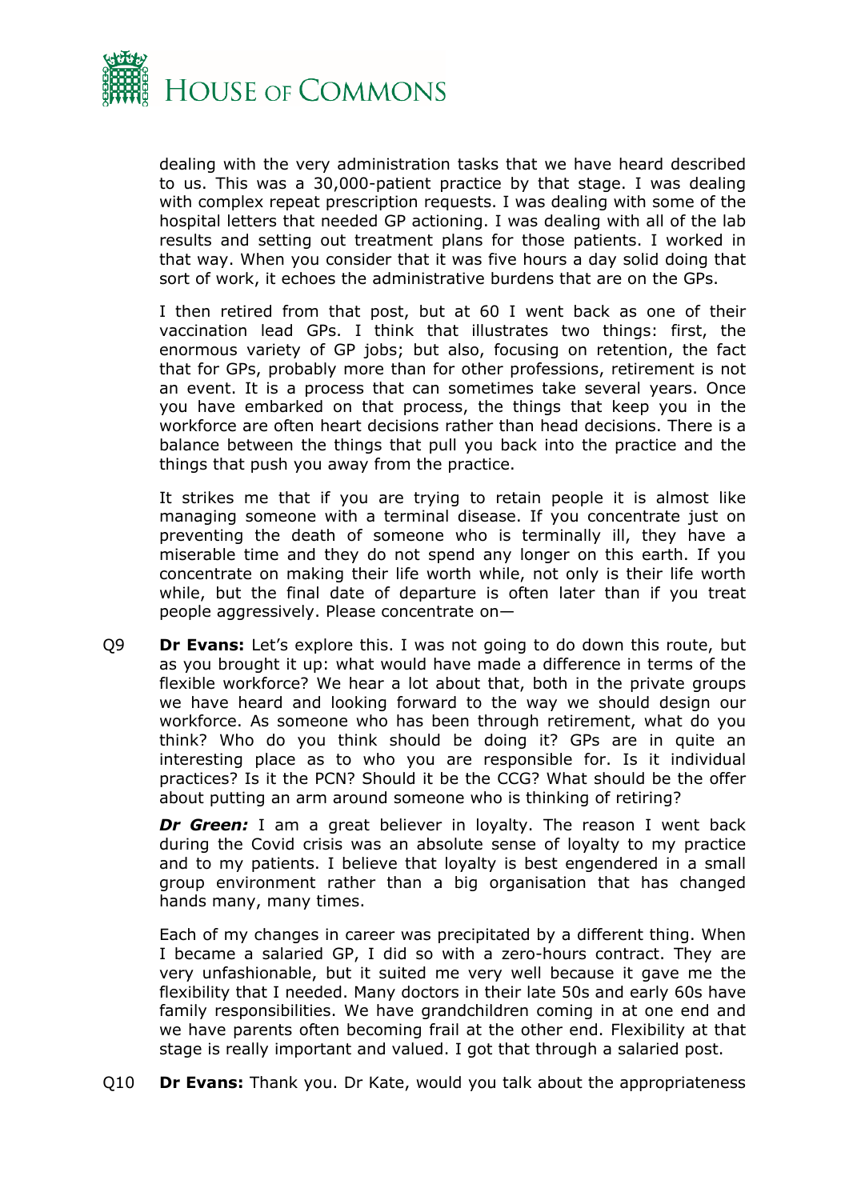dealing with the very administration tasks that we have heard described to us. This was a 30,000-patient practice by that stage. I was dealing with complex repeat prescription requests. I was dealing with some of the hospital letters that needed GP actioning. I was dealing with all of the lab results and setting out treatment plans for those patients. I worked in that way. When you consider that it was five hours a day solid doing that sort of work, it echoes the administrative burdens that are on the GPs.

I then retired from that post, but at 60 I went back as one of their vaccination lead GPs. I think that illustrates two things: first, the enormous variety of GP jobs; but also, focusing on retention, the fact that for GPs, probably more than for other professions, retirement is not an event. It is a process that can sometimes take several years. Once you have embarked on that process, the things that keep you in the workforce are often heart decisions rather than head decisions. There is a balance between the things that pull you back into the practice and the things that push you away from the practice.

It strikes me that if you are trying to retain people it is almost like managing someone with a terminal disease. If you concentrate just on preventing the death of someone who is terminally ill, they have a miserable time and they do not spend any longer on this earth. If you concentrate on making their life worth while, not only is their life worth while, but the final date of departure is often later than if you treat people aggressively. Please concentrate on—

Q9 **Dr Evans:** Let's explore this. I was not going to do down this route, but as you brought it up: what would have made a difference in terms of the flexible workforce? We hear a lot about that, both in the private groups we have heard and looking forward to the way we should design our workforce. As someone who has been through retirement, what do you think? Who do you think should be doing it? GPs are in quite an interesting place as to who you are responsible for. Is it individual practices? Is it the PCN? Should it be the CCG? What should be the offer about putting an arm around someone who is thinking of retiring?

***Dr Green:*** I am a great believer in loyalty. The reason I went back during the Covid crisis was an absolute sense of loyalty to my practice and to my patients. I believe that loyalty is best engendered in a small group environment rather than a big organisation that has changed hands many, many times.

Each of my changes in career was precipitated by a different thing. When I became a salaried GP, I did so with a zero-hours contract. They are very unfashionable, but it suited me very well because it gave me the flexibility that I needed. Many doctors in their late 50s and early 60s have family responsibilities. We have grandchildren coming in at one end and we have parents often becoming frail at the other end. Flexibility at that stage is really important and valued. I got that through a salaried post.

Q10 **Dr Evans:** Thank you. Dr Kate, would you talk about the appropriateness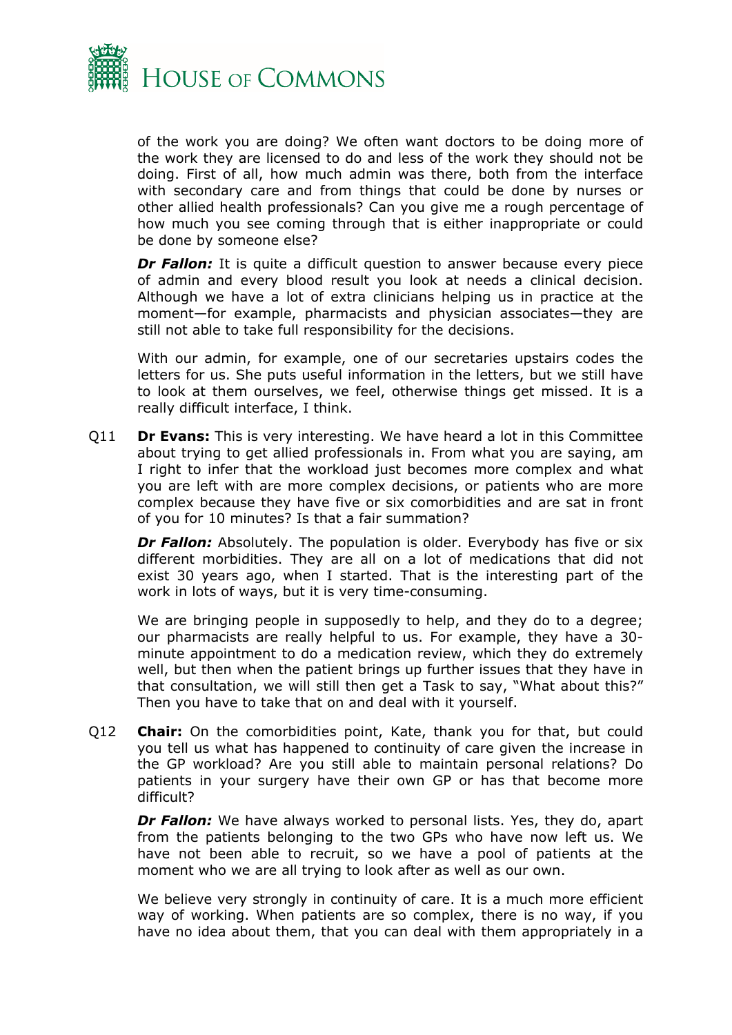of the work you are doing? We often want doctors to be doing more of the work they are licensed to do and less of the work they should not be doing. First of all, how much admin was there, both from the interface with secondary care and from things that could be done by nurses or other allied health professionals? Can you give me a rough percentage of how much you see coming through that is either inappropriate or could be done by someone else?

***Dr Fallon:*** It is quite a difficult question to answer because every piece of admin and every blood result you look at needs a clinical decision. Although we have a lot of extra clinicians helping us in practice at the moment—for example, pharmacists and physician associates—they are still not able to take full responsibility for the decisions.

With our admin, for example, one of our secretaries upstairs codes the letters for us. She puts useful information in the letters, but we still have to look at them ourselves, we feel, otherwise things get missed. It is a really difficult interface, I think.

Q11 **Dr Evans:** This is very interesting. We have heard a lot in this Committee about trying to get allied professionals in. From what you are saying, am I right to infer that the workload just becomes more complex and what you are left with are more complex decisions, or patients who are more complex because they have five or six comorbidities and are sat in front of you for 10 minutes? Is that a fair summation?

***Dr Fallon:*** Absolutely. The population is older. Everybody has five or six different morbidities. They are all on a lot of medications that did not exist 30 years ago, when I started. That is the interesting part of the work in lots of ways, but it is very time-consuming.

We are bringing people in supposedly to help, and they do to a degree; our pharmacists are really helpful to us. For example, they have a 30-minute appointment to do a medication review, which they do extremely well, but then when the patient brings up further issues that they have in that consultation, we will still then get a Task to say, "What about this?" Then you have to take that on and deal with it yourself.

Q12 **Chair:** On the comorbidities point, Kate, thank you for that, but could you tell us what has happened to continuity of care given the increase in the GP workload? Are you still able to maintain personal relations? Do patients in your surgery have their own GP or has that become more difficult?

***Dr Fallon:*** We have always worked to personal lists. Yes, they do, apart from the patients belonging to the two GPs who have now left us. We have not been able to recruit, so we have a pool of patients at the moment who we are all trying to look after as well as our own.

We believe very strongly in continuity of care. It is a much more efficient way of working. When patients are so complex, there is no way, if you have no idea about them, that you can deal with them appropriately in a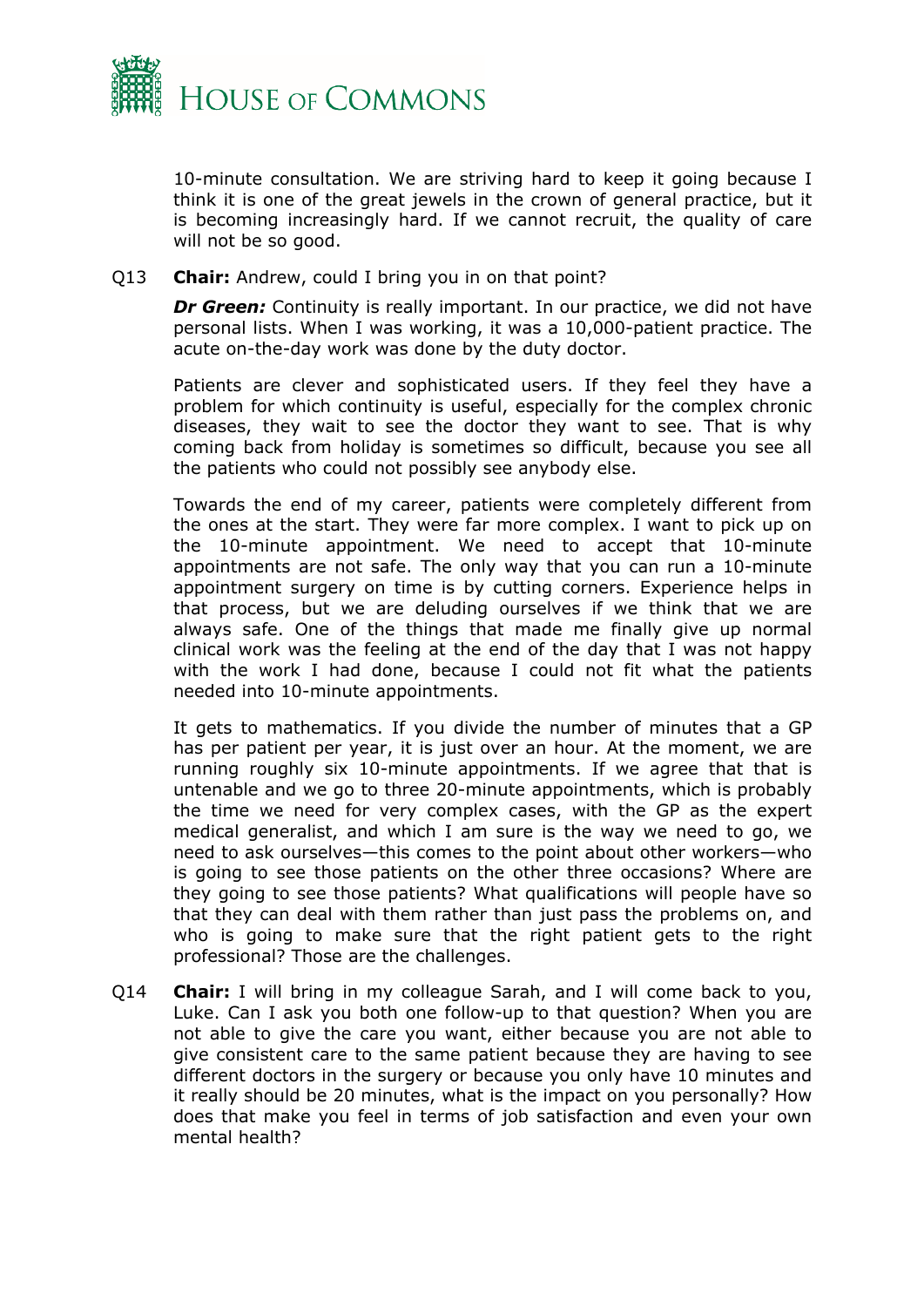10-minute consultation. We are striving hard to keep it going because I think it is one of the great jewels in the crown of general practice, but it is becoming increasingly hard. If we cannot recruit, the quality of care will not be so good.

Q13 **Chair:** Andrew, could I bring you in on that point?

***Dr Green:*** Continuity is really important. In our practice, we did not have personal lists. When I was working, it was a 10,000-patient practice. The acute on-the-day work was done by the duty doctor.

Patients are clever and sophisticated users. If they feel they have a problem for which continuity is useful, especially for the complex chronic diseases, they wait to see the doctor they want to see. That is why coming back from holiday is sometimes so difficult, because you see all the patients who could not possibly see anybody else.

Towards the end of my career, patients were completely different from the ones at the start. They were far more complex. I want to pick up on the 10-minute appointment. We need to accept that 10-minute appointments are not safe. The only way that you can run a 10-minute appointment surgery on time is by cutting corners. Experience helps in that process, but we are deluding ourselves if we think that we are always safe. One of the things that made me finally give up normal clinical work was the feeling at the end of the day that I was not happy with the work I had done, because I could not fit what the patients needed into 10-minute appointments.

It gets to mathematics. If you divide the number of minutes that a GP has per patient per year, it is just over an hour. At the moment, we are running roughly six 10-minute appointments. If we agree that that is untenable and we go to three 20-minute appointments, which is probably the time we need for very complex cases, with the GP as the expert medical generalist, and which I am sure is the way we need to go, we need to ask ourselves—this comes to the point about other workers—who is going to see those patients on the other three occasions? Where are they going to see those patients? What qualifications will people have so that they can deal with them rather than just pass the problems on, and who is going to make sure that the right patient gets to the right professional? Those are the challenges.

Q14 **Chair:** I will bring in my colleague Sarah, and I will come back to you, Luke. Can I ask you both one follow-up to that question? When you are not able to give the care you want, either because you are not able to give consistent care to the same patient because they are having to see different doctors in the surgery or because you only have 10 minutes and it really should be 20 minutes, what is the impact on you personally? How does that make you feel in terms of job satisfaction and even your own mental health?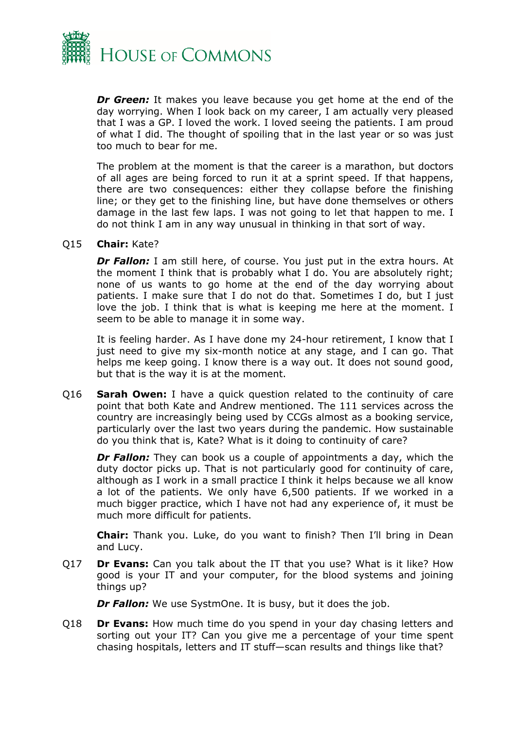***Dr Green:*** It makes you leave because you get home at the end of the day worrying. When I look back on my career, I am actually very pleased that I was a GP. I loved the work. I loved seeing the patients. I am proud of what I did. The thought of spoiling that in the last year or so was just too much to bear for me.

The problem at the moment is that the career is a marathon, but doctors of all ages are being forced to run it at a sprint speed. If that happens, there are two consequences: either they collapse before the finishing line; or they get to the finishing line, but have done themselves or others damage in the last few laps. I was not going to let that happen to me. I do not think I am in any way unusual in thinking in that sort of way.

Q15 **Chair:** Kate?

***Dr Fallon:*** I am still here, of course. You just put in the extra hours. At the moment I think that is probably what I do. You are absolutely right; none of us wants to go home at the end of the day worrying about patients. I make sure that I do not do that. Sometimes I do, but I just love the job. I think that is what is keeping me here at the moment. I seem to be able to manage it in some way.

It is feeling harder. As I have done my 24-hour retirement, I know that I just need to give my six-month notice at any stage, and I can go. That helps me keep going. I know there is a way out. It does not sound good, but that is the way it is at the moment.

Q16 **Sarah Owen:** I have a quick question related to the continuity of care point that both Kate and Andrew mentioned. The 111 services across the country are increasingly being used by CCGs almost as a booking service, particularly over the last two years during the pandemic. How sustainable do you think that is, Kate? What is it doing to continuity of care?

***Dr Fallon:*** They can book us a couple of appointments a day, which the duty doctor picks up. That is not particularly good for continuity of care, although as I work in a small practice I think it helps because we all know a lot of the patients. We only have 6,500 patients. If we worked in a much bigger practice, which I have not had any experience of, it must be much more difficult for patients.

**Chair:** Thank you. Luke, do you want to finish? Then I'll bring in Dean and Lucy.

Q17 **Dr Evans:** Can you talk about the IT that you use? What is it like? How good is your IT and your computer, for the blood systems and joining things up?

***Dr Fallon:*** We use SystmOne. It is busy, but it does the job.

Q18 **Dr Evans:** How much time do you spend in your day chasing letters and sorting out your IT? Can you give me a percentage of your time spent chasing hospitals, letters and IT stuff—scan results and things like that?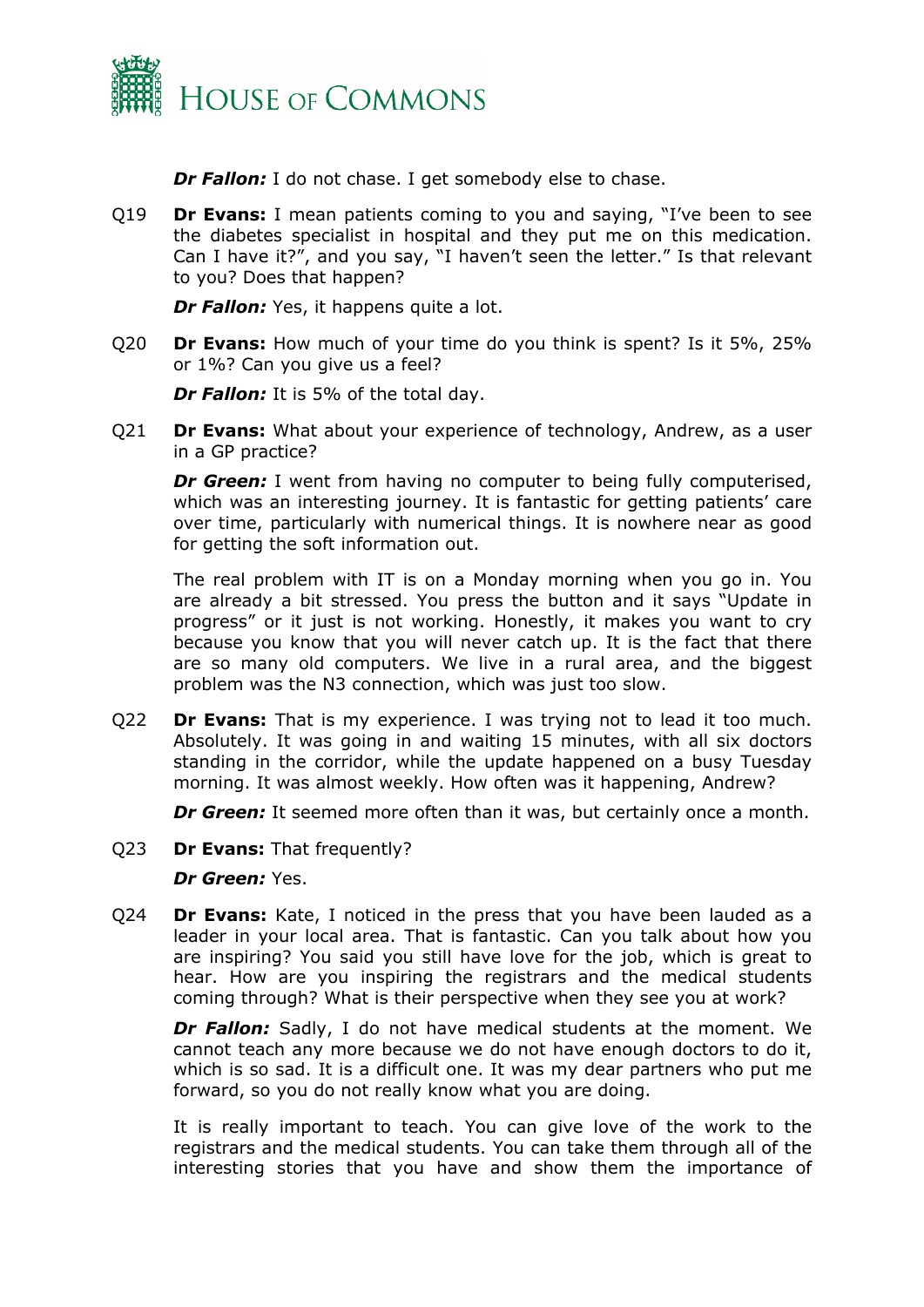***Dr Fallon:*** I do not chase. I get somebody else to chase.

Q19 **Dr Evans:** I mean patients coming to you and saying, "I've been to see the diabetes specialist in hospital and they put me on this medication. Can I have it?", and you say, "I haven't seen the letter." Is that relevant to you? Does that happen?

***Dr Fallon:*** Yes, it happens quite a lot.

Q20 **Dr Evans:** How much of your time do you think is spent? Is it 5%, 25% or 1%? Can you give us a feel?

***Dr Fallon:*** It is 5% of the total day.

Q21 **Dr Evans:** What about your experience of technology, Andrew, as a user in a GP practice?

***Dr Green:*** I went from having no computer to being fully computerised, which was an interesting journey. It is fantastic for getting patients' care over time, particularly with numerical things. It is nowhere near as good for getting the soft information out.

The real problem with IT is on a Monday morning when you go in. You are already a bit stressed. You press the button and it says "Update in progress" or it just is not working. Honestly, it makes you want to cry because you know that you will never catch up. It is the fact that there are so many old computers. We live in a rural area, and the biggest problem was the N3 connection, which was just too slow.

Q22 **Dr Evans:** That is my experience. I was trying not to lead it too much. Absolutely. It was going in and waiting 15 minutes, with all six doctors standing in the corridor, while the update happened on a busy Tuesday morning. It was almost weekly. How often was it happening, Andrew?

***Dr Green:*** It seemed more often than it was, but certainly once a month.

Q23 **Dr Evans:** That frequently?

***Dr Green:*** Yes.

Q24 **Dr Evans:** Kate, I noticed in the press that you have been lauded as a leader in your local area. That is fantastic. Can you talk about how you are inspiring? You said you still have love for the job, which is great to hear. How are you inspiring the registrars and the medical students coming through? What is their perspective when they see you at work?

***Dr Fallon:*** Sadly, I do not have medical students at the moment. We cannot teach any more because we do not have enough doctors to do it, which is so sad. It is a difficult one. It was my dear partners who put me forward, so you do not really know what you are doing.

It is really important to teach. You can give love of the work to the registrars and the medical students. You can take them through all of the interesting stories that you have and show them the importance of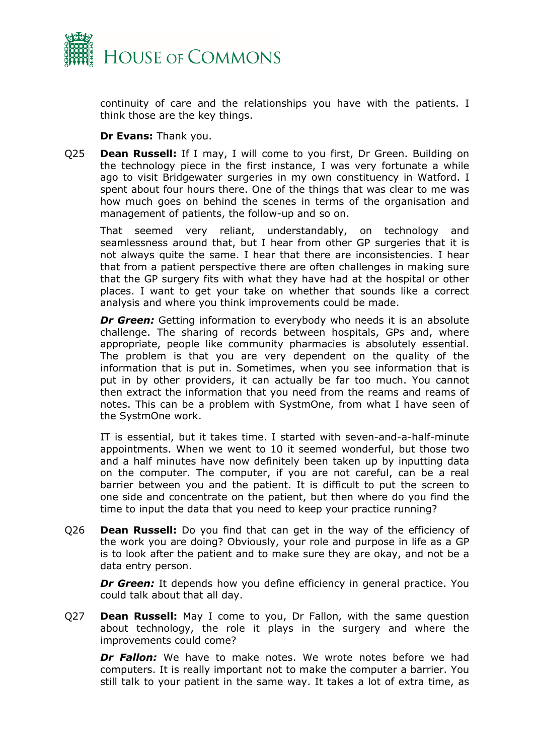continuity of care and the relationships you have with the patients. I think those are the key things.

**Dr Evans:** Thank you.

Q25 **Dean Russell:** If I may, I will come to you first, Dr Green. Building on the technology piece in the first instance, I was very fortunate a while ago to visit Bridgewater surgeries in my own constituency in Watford. I spent about four hours there. One of the things that was clear to me was how much goes on behind the scenes in terms of the organisation and management of patients, the follow-up and so on.

That seemed very reliant, understandably, on technology and seamlessness around that, but I hear from other GP surgeries that it is not always quite the same. I hear that there are inconsistencies. I hear that from a patient perspective there are often challenges in making sure that the GP surgery fits with what they have had at the hospital or other places. I want to get your take on whether that sounds like a correct analysis and where you think improvements could be made.

***Dr Green:*** Getting information to everybody who needs it is an absolute challenge. The sharing of records between hospitals, GPs and, where appropriate, people like community pharmacies is absolutely essential. The problem is that you are very dependent on the quality of the information that is put in. Sometimes, when you see information that is put in by other providers, it can actually be far too much. You cannot then extract the information that you need from the reams and reams of notes. This can be a problem with SystmOne, from what I have seen of the SystmOne work.

IT is essential, but it takes time. I started with seven-and-a-half-minute appointments. When we went to 10 it seemed wonderful, but those two and a half minutes have now definitely been taken up by inputting data on the computer. The computer, if you are not careful, can be a real barrier between you and the patient. It is difficult to put the screen to one side and concentrate on the patient, but then where do you find the time to input the data that you need to keep your practice running?

Q26 **Dean Russell:** Do you find that can get in the way of the efficiency of the work you are doing? Obviously, your role and purpose in life as a GP is to look after the patient and to make sure they are okay, and not be a data entry person.

***Dr Green:*** It depends how you define efficiency in general practice. You could talk about that all day.

Q27 **Dean Russell:** May I come to you, Dr Fallon, with the same question about technology, the role it plays in the surgery and where the improvements could come?

***Dr Fallon:*** We have to make notes. We wrote notes before we had computers. It is really important not to make the computer a barrier. You still talk to your patient in the same way. It takes a lot of extra time, as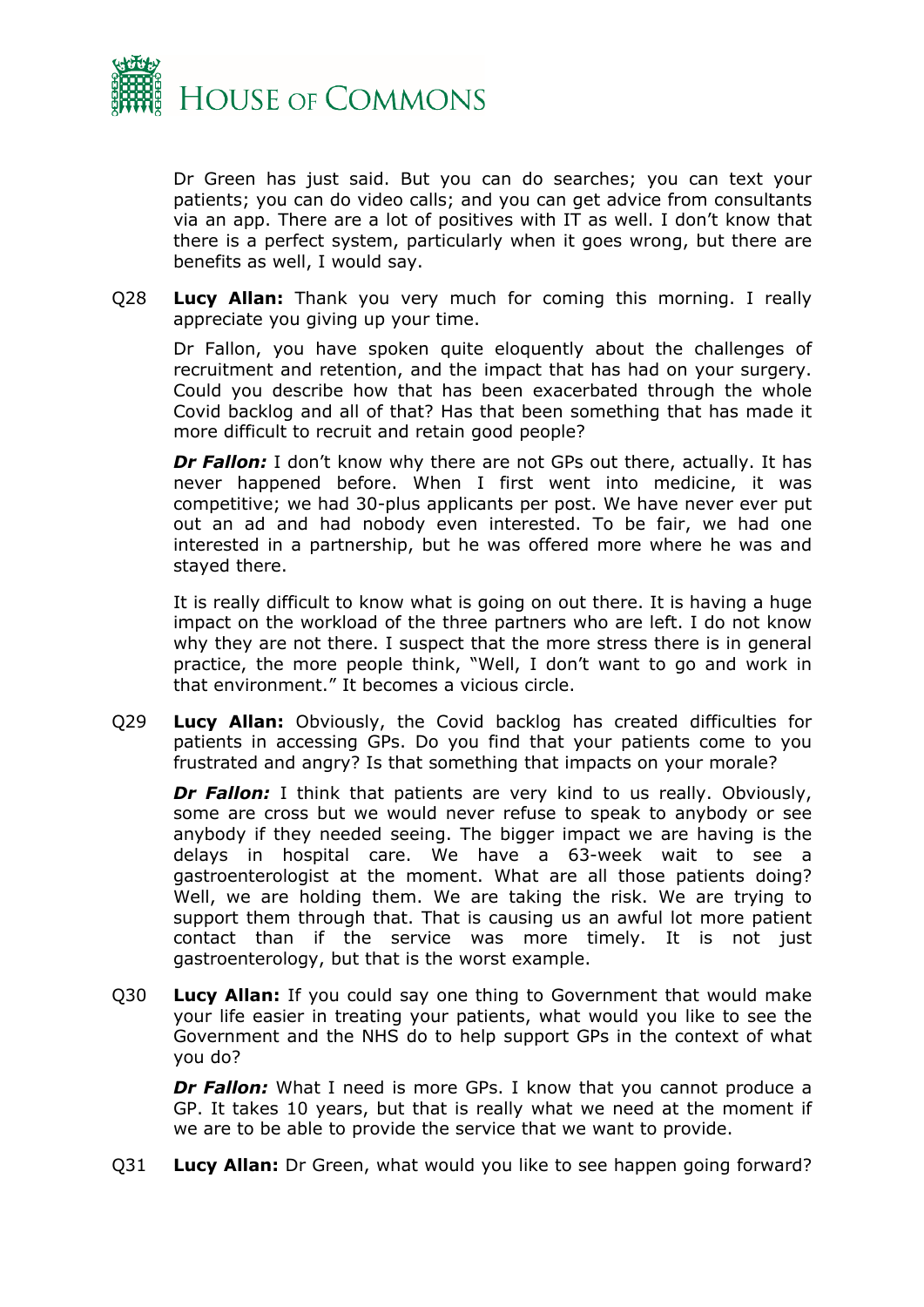Dr Green has just said. But you can do searches; you can text your patients; you can do video calls; and you can get advice from consultants via an app. There are a lot of positives with IT as well. I don't know that there is a perfect system, particularly when it goes wrong, but there are benefits as well, I would say.

Q28 **Lucy Allan:** Thank you very much for coming this morning. I really appreciate you giving up your time.

Dr Fallon, you have spoken quite eloquently about the challenges of recruitment and retention, and the impact that has had on your surgery. Could you describe how that has been exacerbated through the whole Covid backlog and all of that? Has that been something that has made it more difficult to recruit and retain good people?

***Dr Fallon:*** I don't know why there are not GPs out there, actually. It has never happened before. When I first went into medicine, it was competitive; we had 30-plus applicants per post. We have never ever put out an ad and had nobody even interested. To be fair, we had one interested in a partnership, but he was offered more where he was and stayed there.

It is really difficult to know what is going on out there. It is having a huge impact on the workload of the three partners who are left. I do not know why they are not there. I suspect that the more stress there is in general practice, the more people think, "Well, I don't want to go and work in that environment." It becomes a vicious circle.

Q29 **Lucy Allan:** Obviously, the Covid backlog has created difficulties for patients in accessing GPs. Do you find that your patients come to you frustrated and angry? Is that something that impacts on your morale?

***Dr Fallon:*** I think that patients are very kind to us really. Obviously, some are cross but we would never refuse to speak to anybody or see anybody if they needed seeing. The bigger impact we are having is the delays in hospital care. We have a 63-week wait to see a gastroenterologist at the moment. What are all those patients doing? Well, we are holding them. We are taking the risk. We are trying to support them through that. That is causing us an awful lot more patient contact than if the service was more timely. It is not just gastroenterology, but that is the worst example.

Q30 **Lucy Allan:** If you could say one thing to Government that would make your life easier in treating your patients, what would you like to see the Government and the NHS do to help support GPs in the context of what you do?

***Dr Fallon:*** What I need is more GPs. I know that you cannot produce a GP. It takes 10 years, but that is really what we need at the moment if we are to be able to provide the service that we want to provide.

Q31 **Lucy Allan:** Dr Green, what would you like to see happen going forward?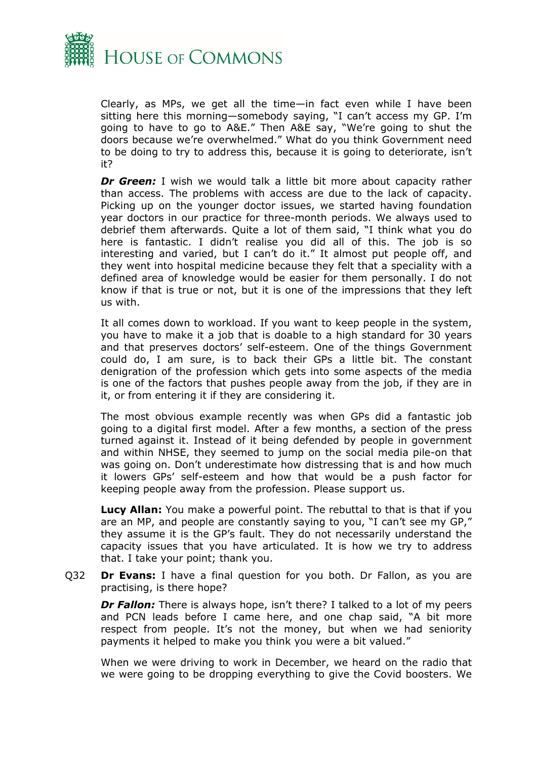Clearly, as MPs, we get all the time—in fact even while I have been sitting here this morning—somebody saying, "I can't access my GP. I'm going to have to go to A&E." Then A&E say, "We're going to shut the doors because we're overwhelmed." What do you think Government need to be doing to try to address this, because it is going to deteriorate, isn't it?

***Dr Green:*** I wish we would talk a little bit more about capacity rather than access. The problems with access are due to the lack of capacity. Picking up on the younger doctor issues, we started having foundation year doctors in our practice for three-month periods. We always used to debrief them afterwards. Quite a lot of them said, "I think what you do here is fantastic. I didn't realise you did all of this. The job is so interesting and varied, but I can't do it." It almost put people off, and they went into hospital medicine because they felt that a speciality with a defined area of knowledge would be easier for them personally. I do not know if that is true or not, but it is one of the impressions that they left us with.

It all comes down to workload. If you want to keep people in the system, you have to make it a job that is doable to a high standard for 30 years and that preserves doctors' self-esteem. One of the things Government could do, I am sure, is to back their GPs a little bit. The constant denigration of the profession which gets into some aspects of the media is one of the factors that pushes people away from the job, if they are in it, or from entering it if they are considering it.

The most obvious example recently was when GPs did a fantastic job going to a digital first model. After a few months, a section of the press turned against it. Instead of it being defended by people in government and within NHSE, they seemed to jump on the social media pile-on that was going on. Don't underestimate how distressing that is and how much it lowers GPs' self-esteem and how that would be a push factor for keeping people away from the profession. Please support us.

**Lucy Allan:** You make a powerful point. The rebuttal to that is that if you are an MP, and people are constantly saying to you, "I can't see my GP," they assume it is the GP's fault. They do not necessarily understand the capacity issues that you have articulated. It is how we try to address that. I take your point; thank you.

Q32 **Dr Evans:** I have a final question for you both. Dr Fallon, as you are practising, is there hope?

***Dr Fallon:*** There is always hope, isn't there? I talked to a lot of my peers and PCN leads before I came here, and one chap said, "A bit more respect from people. It's not the money, but when we had seniority payments it helped to make you think you were a bit valued."

When we were driving to work in December, we heard on the radio that we were going to be dropping everything to give the Covid boosters. We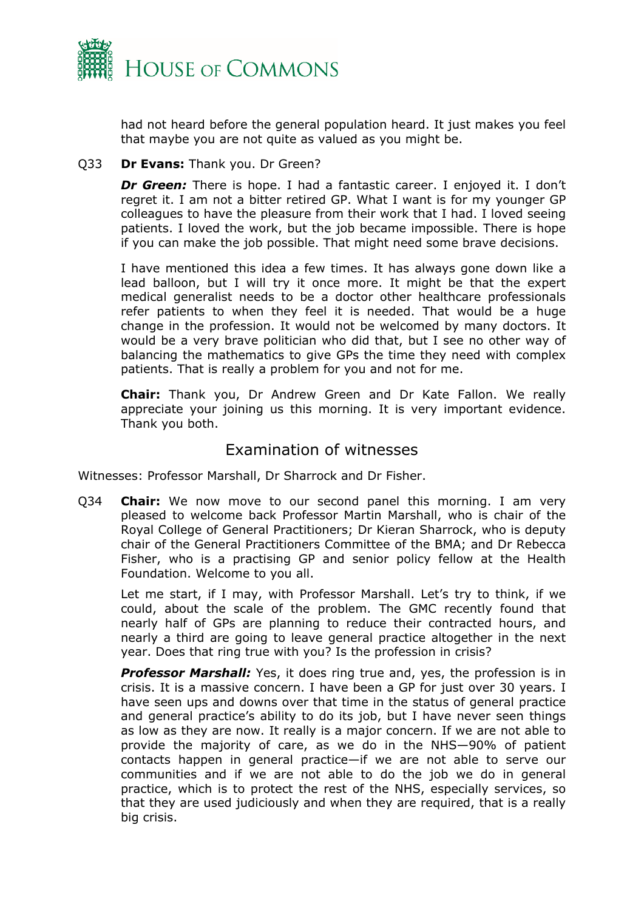had not heard before the general population heard. It just makes you feel that maybe you are not quite as valued as you might be.

Q33 **Dr Evans:** Thank you. Dr Green?

***Dr Green:*** There is hope. I had a fantastic career. I enjoyed it. I don't regret it. I am not a bitter retired GP. What I want is for my younger GP colleagues to have the pleasure from their work that I had. I loved seeing patients. I loved the work, but the job became impossible. There is hope if you can make the job possible. That might need some brave decisions.

I have mentioned this idea a few times. It has always gone down like a lead balloon, but I will try it once more. It might be that the expert medical generalist needs to be a doctor other healthcare professionals refer patients to when they feel it is needed. That would be a huge change in the profession. It would not be welcomed by many doctors. It would be a very brave politician who did that, but I see no other way of balancing the mathematics to give GPs the time they need with complex patients. That is really a problem for you and not for me.

**Chair:** Thank you, Dr Andrew Green and Dr Kate Fallon. We really appreciate your joining us this morning. It is very important evidence. Thank you both.

## Examination of witnesses

Witnesses: Professor Marshall, Dr Sharrock and Dr Fisher.

Q34 **Chair:** We now move to our second panel this morning. I am very pleased to welcome back Professor Martin Marshall, who is chair of the Royal College of General Practitioners; Dr Kieran Sharrock, who is deputy chair of the General Practitioners Committee of the BMA; and Dr Rebecca Fisher, who is a practising GP and senior policy fellow at the Health Foundation. Welcome to you all.

Let me start, if I may, with Professor Marshall. Let's try to think, if we could, about the scale of the problem. The GMC recently found that nearly half of GPs are planning to reduce their contracted hours, and nearly a third are going to leave general practice altogether in the next year. Does that ring true with you? Is the profession in crisis?

***Professor Marshall:*** Yes, it does ring true and, yes, the profession is in crisis. It is a massive concern. I have been a GP for just over 30 years. I have seen ups and downs over that time in the status of general practice and general practice's ability to do its job, but I have never seen things as low as they are now. It really is a major concern. If we are not able to provide the majority of care, as we do in the NHS—90% of patient contacts happen in general practice—if we are not able to serve our communities and if we are not able to do the job we do in general practice, which is to protect the rest of the NHS, especially services, so that they are used judiciously and when they are required, that is a really big crisis.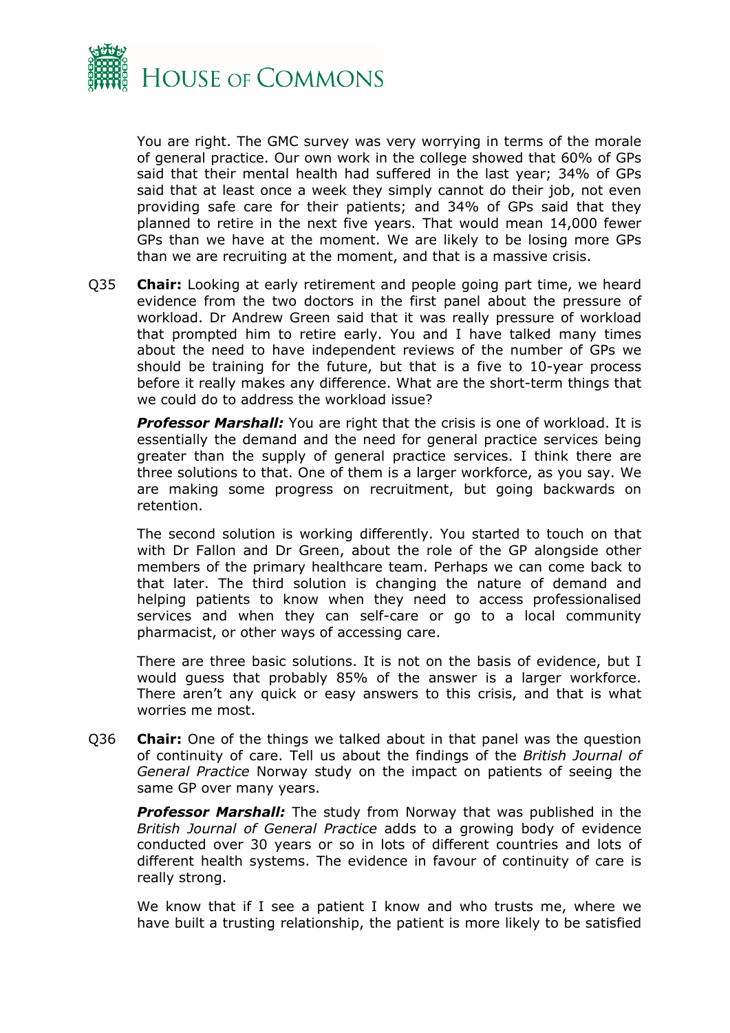You are right. The GMC survey was very worrying in terms of the morale of general practice. Our own work in the college showed that 60% of GPs said that their mental health had suffered in the last year; 34% of GPs said that at least once a week they simply cannot do their job, not even providing safe care for their patients; and 34% of GPs said that they planned to retire in the next five years. That would mean 14,000 fewer GPs than we have at the moment. We are likely to be losing more GPs than we are recruiting at the moment, and that is a massive crisis.

Q35 **Chair:** Looking at early retirement and people going part time, we heard evidence from the two doctors in the first panel about the pressure of workload. Dr Andrew Green said that it was really pressure of workload that prompted him to retire early. You and I have talked many times about the need to have independent reviews of the number of GPs we should be training for the future, but that is a five to 10-year process before it really makes any difference. What are the short-term things that we could do to address the workload issue?

***Professor Marshall:*** You are right that the crisis is one of workload. It is essentially the demand and the need for general practice services being greater than the supply of general practice services. I think there are three solutions to that. One of them is a larger workforce, as you say. We are making some progress on recruitment, but going backwards on retention.

The second solution is working differently. You started to touch on that with Dr Fallon and Dr Green, about the role of the GP alongside other members of the primary healthcare team. Perhaps we can come back to that later. The third solution is changing the nature of demand and helping patients to know when they need to access professionalised services and when they can self-care or go to a local community pharmacist, or other ways of accessing care.

There are three basic solutions. It is not on the basis of evidence, but I would guess that probably 85% of the answer is a larger workforce. There aren't any quick or easy answers to this crisis, and that is what worries me most.

Q36 **Chair:** One of the things we talked about in that panel was the question of continuity of care. Tell us about the findings of the *British Journal of General Practice* Norway study on the impact on patients of seeing the same GP over many years.

***Professor Marshall:*** The study from Norway that was published in the *British Journal of General Practice* adds to a growing body of evidence conducted over 30 years or so in lots of different countries and lots of different health systems. The evidence in favour of continuity of care is really strong.

We know that if I see a patient I know and who trusts me, where we have built a trusting relationship, the patient is more likely to be satisfied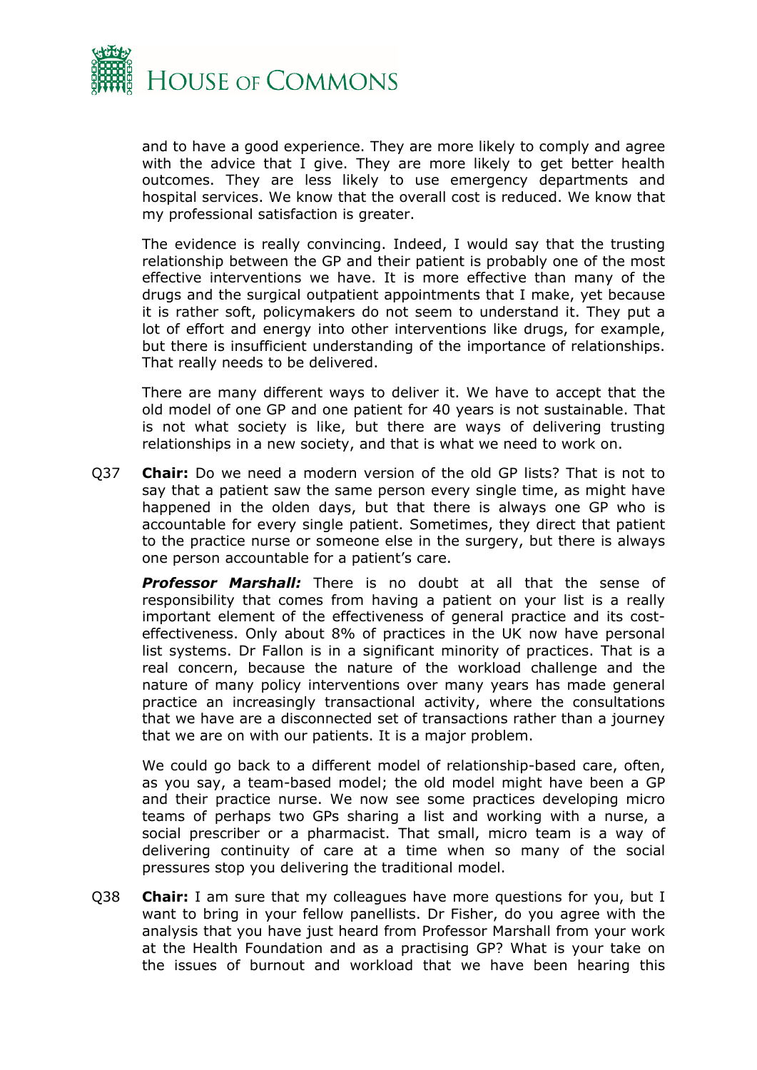and to have a good experience. They are more likely to comply and agree with the advice that I give. They are more likely to get better health outcomes. They are less likely to use emergency departments and hospital services. We know that the overall cost is reduced. We know that my professional satisfaction is greater.

The evidence is really convincing. Indeed, I would say that the trusting relationship between the GP and their patient is probably one of the most effective interventions we have. It is more effective than many of the drugs and the surgical outpatient appointments that I make, yet because it is rather soft, policymakers do not seem to understand it. They put a lot of effort and energy into other interventions like drugs, for example, but there is insufficient understanding of the importance of relationships. That really needs to be delivered.

There are many different ways to deliver it. We have to accept that the old model of one GP and one patient for 40 years is not sustainable. That is not what society is like, but there are ways of delivering trusting relationships in a new society, and that is what we need to work on.

Q37 **Chair:** Do we need a modern version of the old GP lists? That is not to say that a patient saw the same person every single time, as might have happened in the olden days, but that there is always one GP who is accountable for every single patient. Sometimes, they direct that patient to the practice nurse or someone else in the surgery, but there is always one person accountable for a patient's care.

***Professor Marshall:*** There is no doubt at all that the sense of responsibility that comes from having a patient on your list is a really important element of the effectiveness of general practice and its cost-effectiveness. Only about 8% of practices in the UK now have personal list systems. Dr Fallon is in a significant minority of practices. That is a real concern, because the nature of the workload challenge and the nature of many policy interventions over many years has made general practice an increasingly transactional activity, where the consultations that we have are a disconnected set of transactions rather than a journey that we are on with our patients. It is a major problem.

We could go back to a different model of relationship-based care, often, as you say, a team-based model; the old model might have been a GP and their practice nurse. We now see some practices developing micro teams of perhaps two GPs sharing a list and working with a nurse, a social prescriber or a pharmacist. That small, micro team is a way of delivering continuity of care at a time when so many of the social pressures stop you delivering the traditional model.

Q38 **Chair:** I am sure that my colleagues have more questions for you, but I want to bring in your fellow panellists. Dr Fisher, do you agree with the analysis that you have just heard from Professor Marshall from your work at the Health Foundation and as a practising GP? What is your take on the issues of burnout and workload that we have been hearing this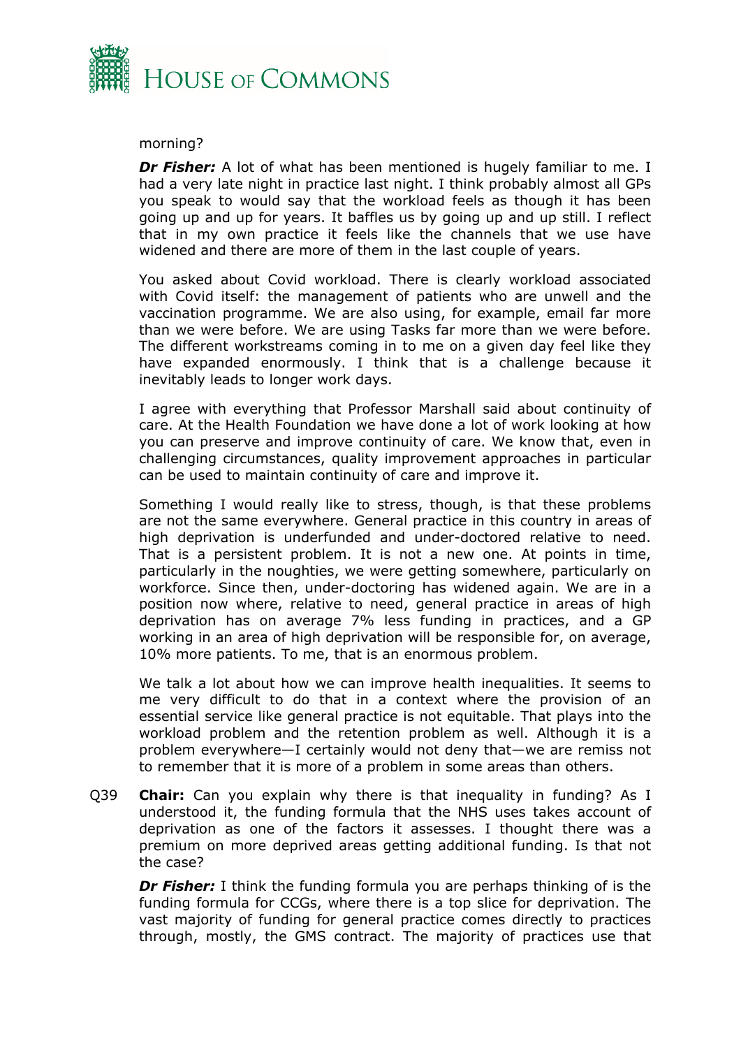morning?

***Dr Fisher:*** A lot of what has been mentioned is hugely familiar to me. I had a very late night in practice last night. I think probably almost all GPs you speak to would say that the workload feels as though it has been going up and up for years. It baffles us by going up and up still. I reflect that in my own practice it feels like the channels that we use have widened and there are more of them in the last couple of years.

You asked about Covid workload. There is clearly workload associated with Covid itself: the management of patients who are unwell and the vaccination programme. We are also using, for example, email far more than we were before. We are using Tasks far more than we were before. The different workstreams coming in to me on a given day feel like they have expanded enormously. I think that is a challenge because it inevitably leads to longer work days.

I agree with everything that Professor Marshall said about continuity of care. At the Health Foundation we have done a lot of work looking at how you can preserve and improve continuity of care. We know that, even in challenging circumstances, quality improvement approaches in particular can be used to maintain continuity of care and improve it.

Something I would really like to stress, though, is that these problems are not the same everywhere. General practice in this country in areas of high deprivation is underfunded and under-doctored relative to need. That is a persistent problem. It is not a new one. At points in time, particularly in the noughties, we were getting somewhere, particularly on workforce. Since then, under-doctoring has widened again. We are in a position now where, relative to need, general practice in areas of high deprivation has on average 7% less funding in practices, and a GP working in an area of high deprivation will be responsible for, on average, 10% more patients. To me, that is an enormous problem.

We talk a lot about how we can improve health inequalities. It seems to me very difficult to do that in a context where the provision of an essential service like general practice is not equitable. That plays into the workload problem and the retention problem as well. Although it is a problem everywhere—I certainly would not deny that—we are remiss not to remember that it is more of a problem in some areas than others.

Q39 **Chair:** Can you explain why there is that inequality in funding? As I understood it, the funding formula that the NHS uses takes account of deprivation as one of the factors it assesses. I thought there was a premium on more deprived areas getting additional funding. Is that not the case?

***Dr Fisher:*** I think the funding formula you are perhaps thinking of is the funding formula for CCGs, where there is a top slice for deprivation. The vast majority of funding for general practice comes directly to practices through, mostly, the GMS contract. The majority of practices use that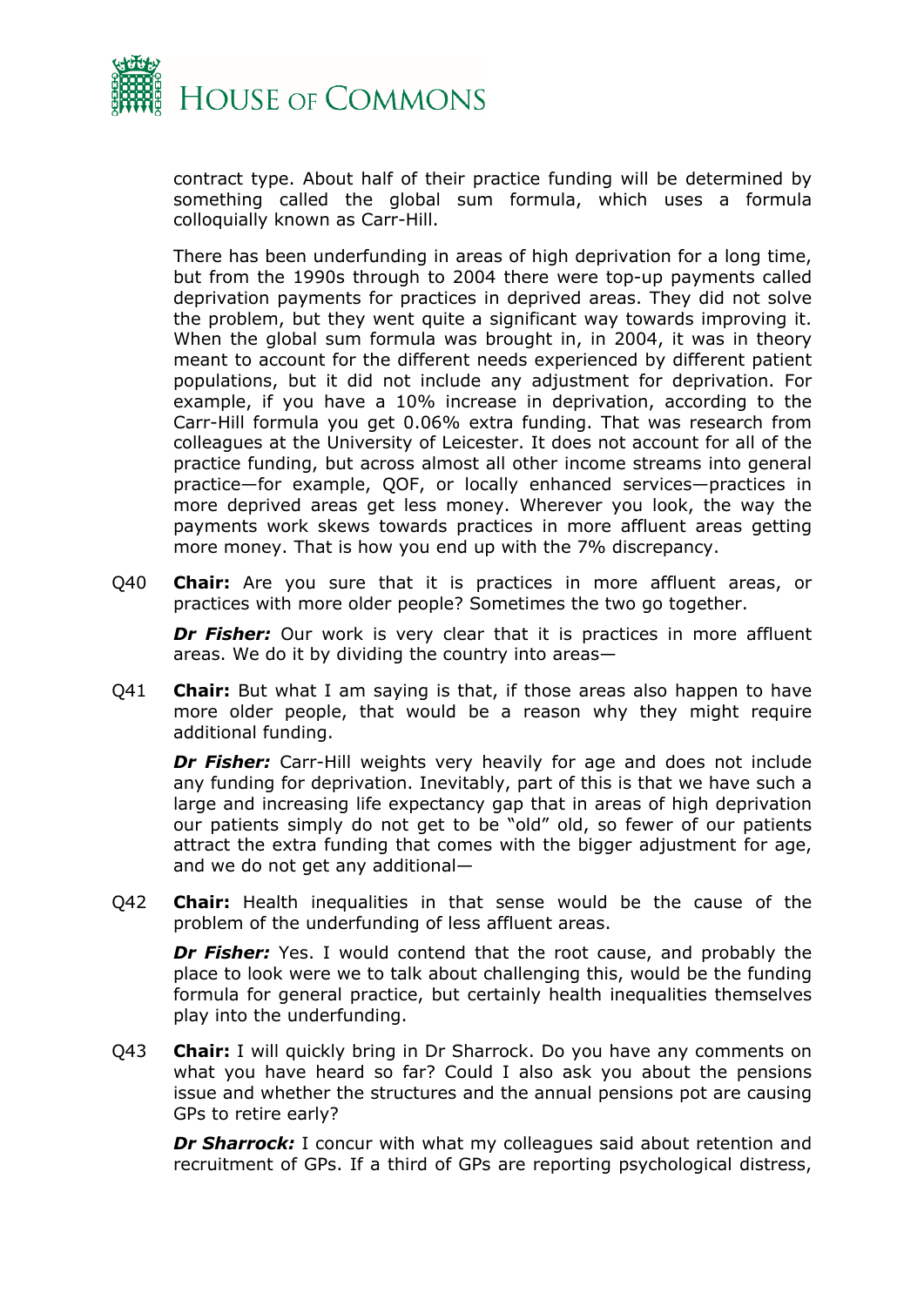contract type. About half of their practice funding will be determined by something called the global sum formula, which uses a formula colloquially known as Carr-Hill.

There has been underfunding in areas of high deprivation for a long time, but from the 1990s through to 2004 there were top-up payments called deprivation payments for practices in deprived areas. They did not solve the problem, but they went quite a significant way towards improving it. When the global sum formula was brought in, in 2004, it was in theory meant to account for the different needs experienced by different patient populations, but it did not include any adjustment for deprivation. For example, if you have a 10% increase in deprivation, according to the Carr-Hill formula you get 0.06% extra funding. That was research from colleagues at the University of Leicester. It does not account for all of the practice funding, but across almost all other income streams into general practice—for example, QOF, or locally enhanced services—practices in more deprived areas get less money. Wherever you look, the way the payments work skews towards practices in more affluent areas getting more money. That is how you end up with the 7% discrepancy.

Q40 **Chair:** Are you sure that it is practices in more affluent areas, or practices with more older people? Sometimes the two go together.

***Dr Fisher:*** Our work is very clear that it is practices in more affluent areas. We do it by dividing the country into areas—

Q41 **Chair:** But what I am saying is that, if those areas also happen to have more older people, that would be a reason why they might require additional funding.

***Dr Fisher:*** Carr-Hill weights very heavily for age and does not include any funding for deprivation. Inevitably, part of this is that we have such a large and increasing life expectancy gap that in areas of high deprivation our patients simply do not get to be "old" old, so fewer of our patients attract the extra funding that comes with the bigger adjustment for age, and we do not get any additional—

Q42 **Chair:** Health inequalities in that sense would be the cause of the problem of the underfunding of less affluent areas.

***Dr Fisher:*** Yes. I would contend that the root cause, and probably the place to look were we to talk about challenging this, would be the funding formula for general practice, but certainly health inequalities themselves play into the underfunding.

Q43 **Chair:** I will quickly bring in Dr Sharrock. Do you have any comments on what you have heard so far? Could I also ask you about the pensions issue and whether the structures and the annual pensions pot are causing GPs to retire early?

***Dr Sharrock:*** I concur with what my colleagues said about retention and recruitment of GPs. If a third of GPs are reporting psychological distress,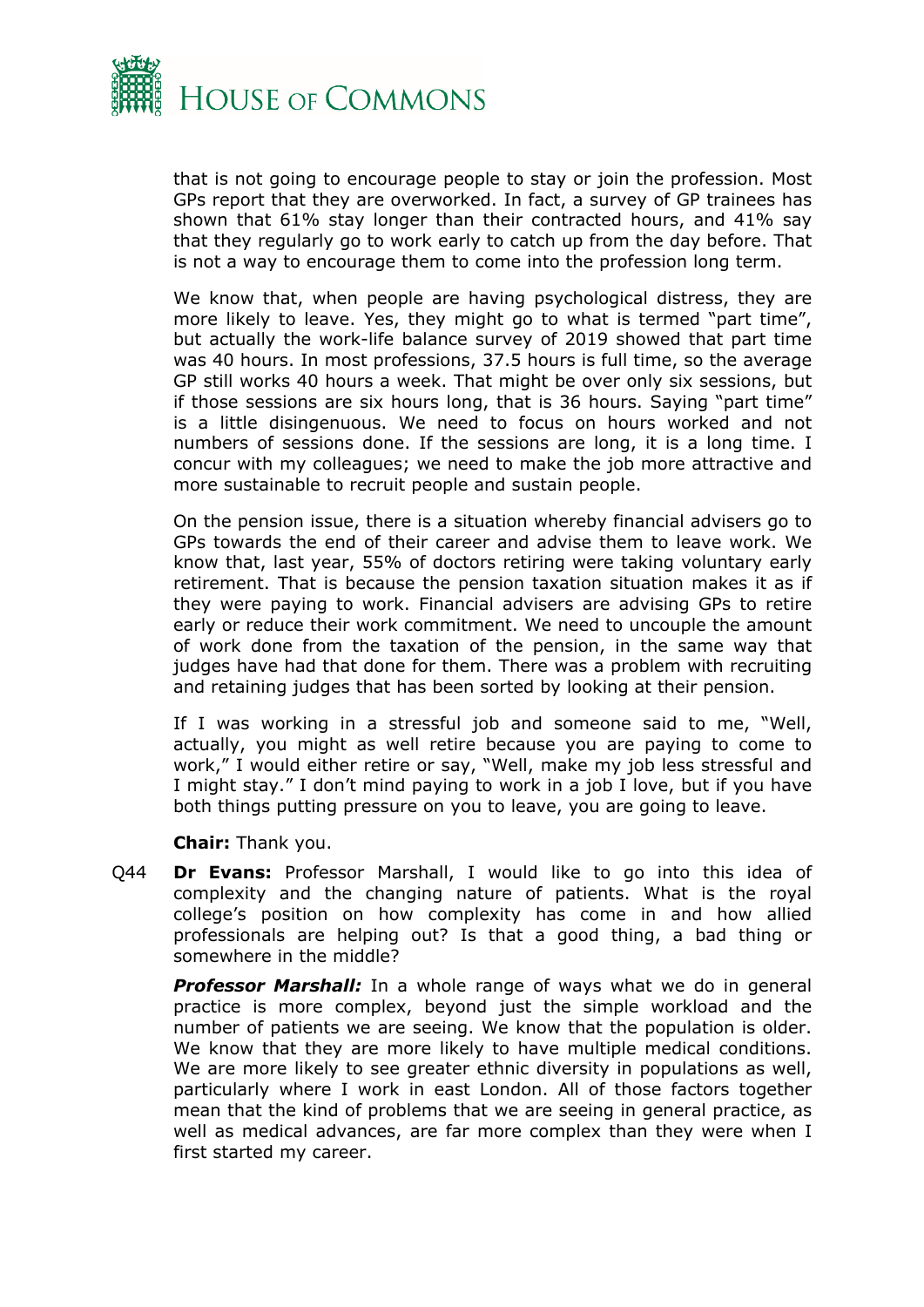that is not going to encourage people to stay or join the profession. Most GPs report that they are overworked. In fact, a survey of GP trainees has shown that 61% stay longer than their contracted hours, and 41% say that they regularly go to work early to catch up from the day before. That is not a way to encourage them to come into the profession long term.

We know that, when people are having psychological distress, they are more likely to leave. Yes, they might go to what is termed "part time", but actually the work-life balance survey of 2019 showed that part time was 40 hours. In most professions, 37.5 hours is full time, so the average GP still works 40 hours a week. That might be over only six sessions, but if those sessions are six hours long, that is 36 hours. Saying "part time" is a little disingenuous. We need to focus on hours worked and not numbers of sessions done. If the sessions are long, it is a long time. I concur with my colleagues; we need to make the job more attractive and more sustainable to recruit people and sustain people.

On the pension issue, there is a situation whereby financial advisers go to GPs towards the end of their career and advise them to leave work. We know that, last year, 55% of doctors retiring were taking voluntary early retirement. That is because the pension taxation situation makes it as if they were paying to work. Financial advisers are advising GPs to retire early or reduce their work commitment. We need to uncouple the amount of work done from the taxation of the pension, in the same way that judges have had that done for them. There was a problem with recruiting and retaining judges that has been sorted by looking at their pension.

If I was working in a stressful job and someone said to me, "Well, actually, you might as well retire because you are paying to come to work," I would either retire or say, "Well, make my job less stressful and I might stay." I don't mind paying to work in a job I love, but if you have both things putting pressure on you to leave, you are going to leave.

**Chair:** Thank you.

Q44 **Dr Evans:** Professor Marshall, I would like to go into this idea of complexity and the changing nature of patients. What is the royal college's position on how complexity has come in and how allied professionals are helping out? Is that a good thing, a bad thing or somewhere in the middle?

***Professor Marshall:*** In a whole range of ways what we do in general practice is more complex, beyond just the simple workload and the number of patients we are seeing. We know that the population is older. We know that they are more likely to have multiple medical conditions. We are more likely to see greater ethnic diversity in populations as well, particularly where I work in east London. All of those factors together mean that the kind of problems that we are seeing in general practice, as well as medical advances, are far more complex than they were when I first started my career.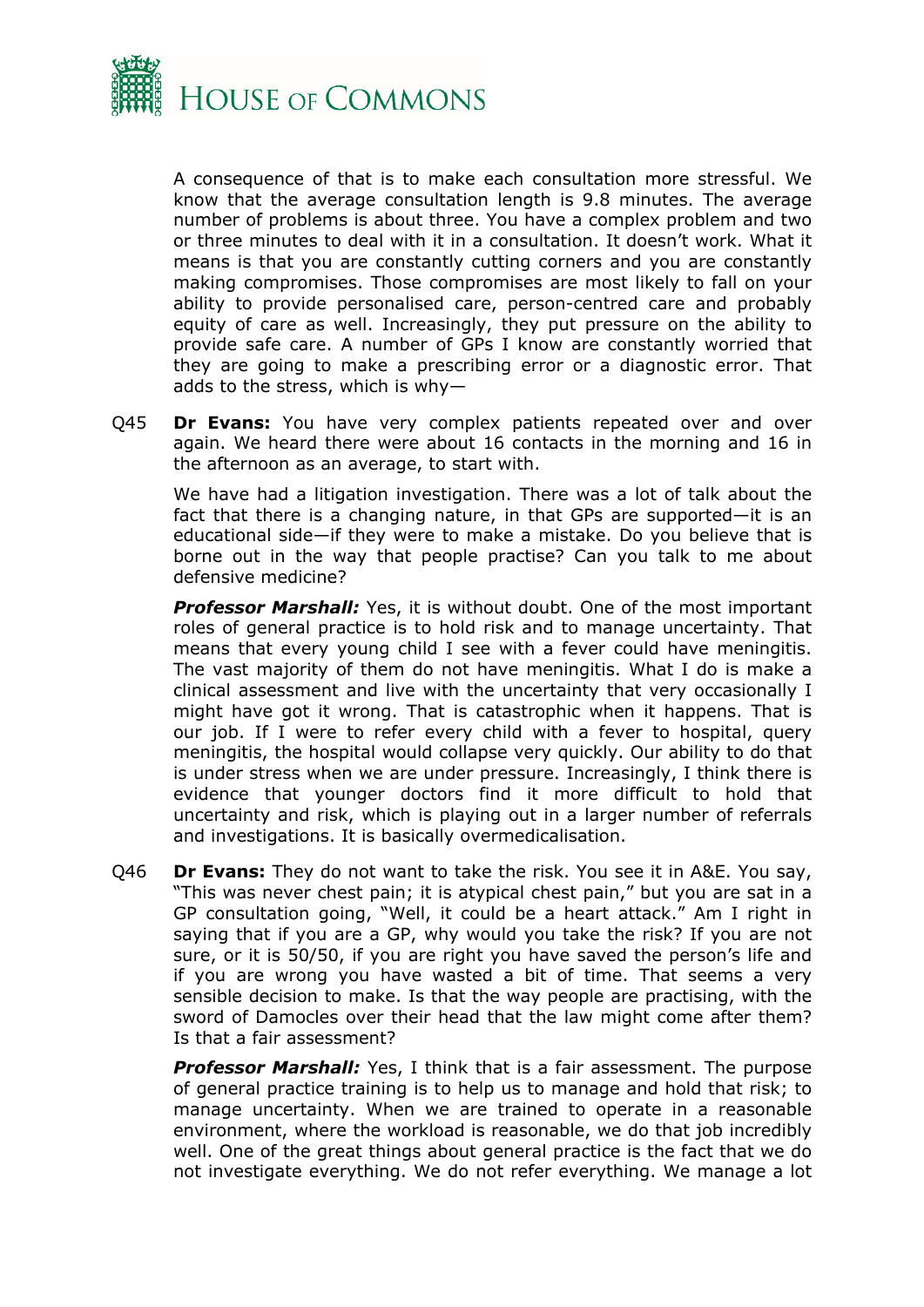A consequence of that is to make each consultation more stressful. We know that the average consultation length is 9.8 minutes. The average number of problems is about three. You have a complex problem and two or three minutes to deal with it in a consultation. It doesn't work. What it means is that you are constantly cutting corners and you are constantly making compromises. Those compromises are most likely to fall on your ability to provide personalised care, person-centred care and probably equity of care as well. Increasingly, they put pressure on the ability to provide safe care. A number of GPs I know are constantly worried that they are going to make a prescribing error or a diagnostic error. That adds to the stress, which is why—

Q45 **Dr Evans:** You have very complex patients repeated over and over again. We heard there were about 16 contacts in the morning and 16 in the afternoon as an average, to start with.

We have had a litigation investigation. There was a lot of talk about the fact that there is a changing nature, in that GPs are supported—it is an educational side—if they were to make a mistake. Do you believe that is borne out in the way that people practise? Can you talk to me about defensive medicine?

***Professor Marshall:*** Yes, it is without doubt. One of the most important roles of general practice is to hold risk and to manage uncertainty. That means that every young child I see with a fever could have meningitis. The vast majority of them do not have meningitis. What I do is make a clinical assessment and live with the uncertainty that very occasionally I might have got it wrong. That is catastrophic when it happens. That is our job. If I were to refer every child with a fever to hospital, query meningitis, the hospital would collapse very quickly. Our ability to do that is under stress when we are under pressure. Increasingly, I think there is evidence that younger doctors find it more difficult to hold that uncertainty and risk, which is playing out in a larger number of referrals and investigations. It is basically overmedicalisation.

Q46 **Dr Evans:** They do not want to take the risk. You see it in A&E. You say, "This was never chest pain; it is atypical chest pain," but you are sat in a GP consultation going, "Well, it could be a heart attack." Am I right in saying that if you are a GP, why would you take the risk? If you are not sure, or it is 50/50, if you are right you have saved the person's life and if you are wrong you have wasted a bit of time. That seems a very sensible decision to make. Is that the way people are practising, with the sword of Damocles over their head that the law might come after them? Is that a fair assessment?

***Professor Marshall:*** Yes, I think that is a fair assessment. The purpose of general practice training is to help us to manage and hold that risk; to manage uncertainty. When we are trained to operate in a reasonable environment, where the workload is reasonable, we do that job incredibly well. One of the great things about general practice is the fact that we do not investigate everything. We do not refer everything. We manage a lot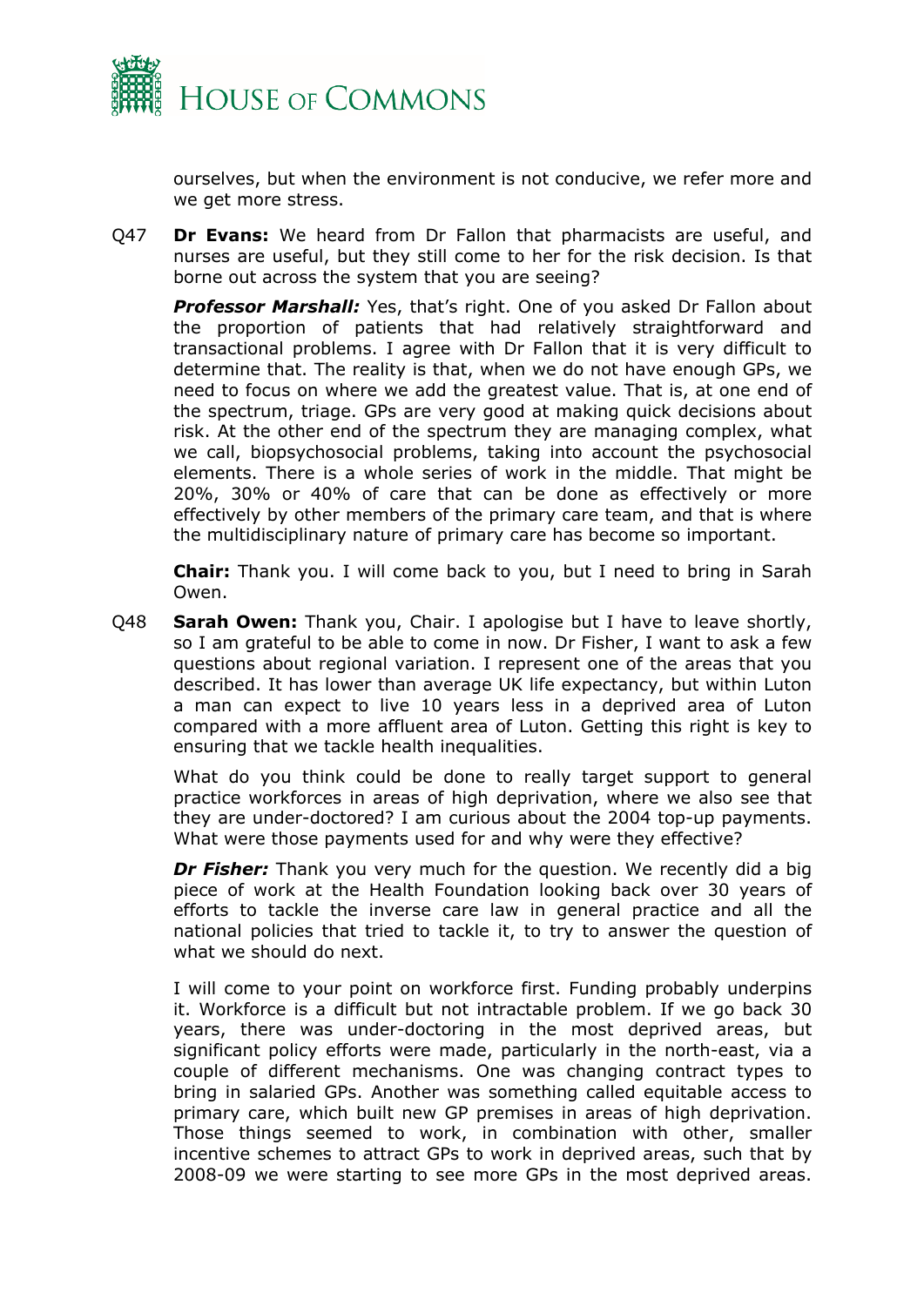ourselves, but when the environment is not conducive, we refer more and we get more stress.

Q47 **Dr Evans:** We heard from Dr Fallon that pharmacists are useful, and nurses are useful, but they still come to her for the risk decision. Is that borne out across the system that you are seeing?

***Professor Marshall:*** Yes, that's right. One of you asked Dr Fallon about the proportion of patients that had relatively straightforward and transactional problems. I agree with Dr Fallon that it is very difficult to determine that. The reality is that, when we do not have enough GPs, we need to focus on where we add the greatest value. That is, at one end of the spectrum, triage. GPs are very good at making quick decisions about risk. At the other end of the spectrum they are managing complex, what we call, biopsychosocial problems, taking into account the psychosocial elements. There is a whole series of work in the middle. That might be 20%, 30% or 40% of care that can be done as effectively or more effectively by other members of the primary care team, and that is where the multidisciplinary nature of primary care has become so important.

**Chair:** Thank you. I will come back to you, but I need to bring in Sarah Owen.

Q48 **Sarah Owen:** Thank you, Chair. I apologise but I have to leave shortly, so I am grateful to be able to come in now. Dr Fisher, I want to ask a few questions about regional variation. I represent one of the areas that you described. It has lower than average UK life expectancy, but within Luton a man can expect to live 10 years less in a deprived area of Luton compared with a more affluent area of Luton. Getting this right is key to ensuring that we tackle health inequalities.

What do you think could be done to really target support to general practice workforces in areas of high deprivation, where we also see that they are under-doctored? I am curious about the 2004 top-up payments. What were those payments used for and why were they effective?

***Dr Fisher:*** Thank you very much for the question. We recently did a big piece of work at the Health Foundation looking back over 30 years of efforts to tackle the inverse care law in general practice and all the national policies that tried to tackle it, to try to answer the question of what we should do next.

I will come to your point on workforce first. Funding probably underpins it. Workforce is a difficult but not intractable problem. If we go back 30 years, there was under-doctoring in the most deprived areas, but significant policy efforts were made, particularly in the north-east, via a couple of different mechanisms. One was changing contract types to bring in salaried GPs. Another was something called equitable access to primary care, which built new GP premises in areas of high deprivation. Those things seemed to work, in combination with other, smaller incentive schemes to attract GPs to work in deprived areas, such that by 2008-09 we were starting to see more GPs in the most deprived areas.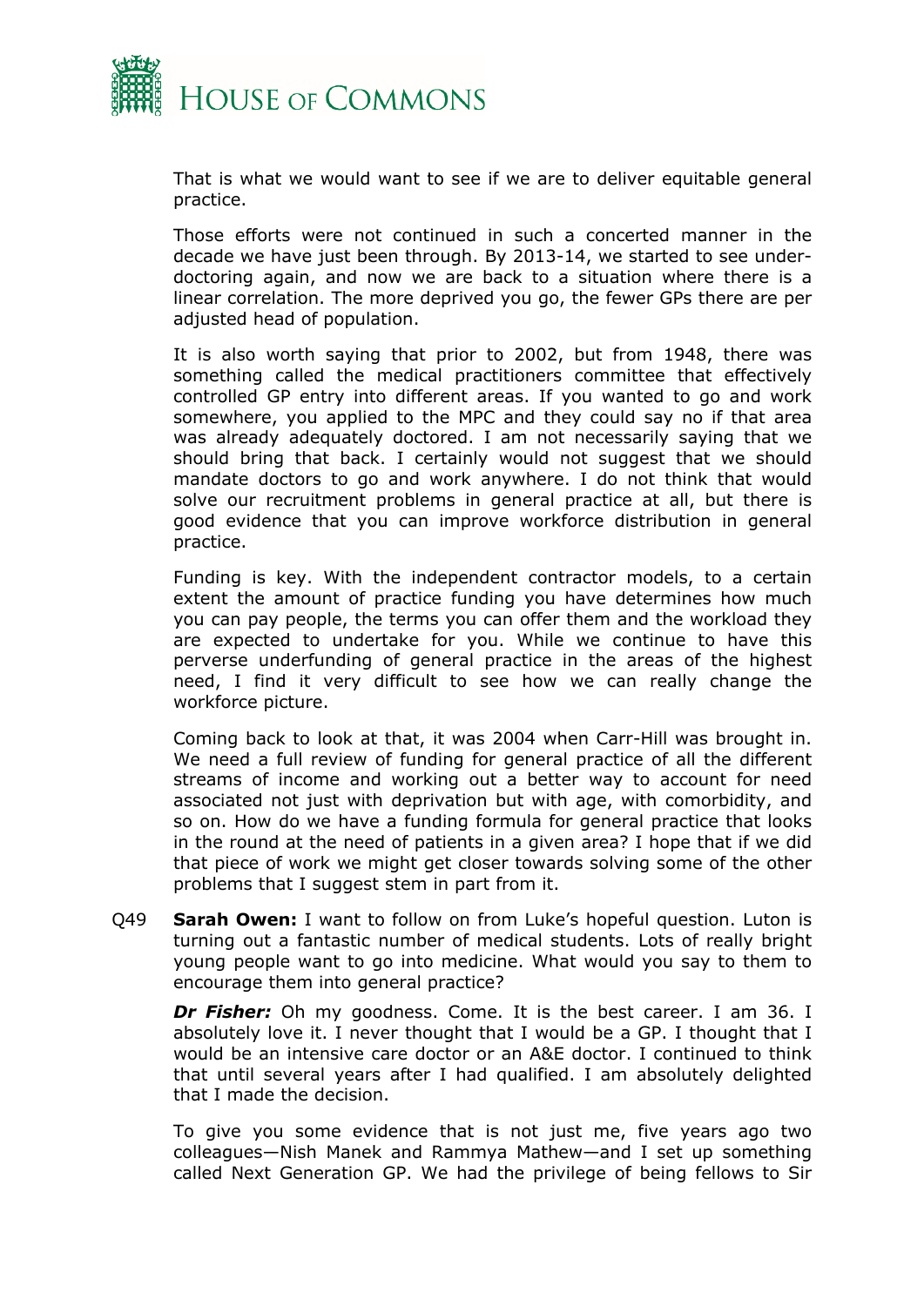That is what we would want to see if we are to deliver equitable general practice.

Those efforts were not continued in such a concerted manner in the decade we have just been through. By 2013-14, we started to see under-doctoring again, and now we are back to a situation where there is a linear correlation. The more deprived you go, the fewer GPs there are per adjusted head of population.

It is also worth saying that prior to 2002, but from 1948, there was something called the medical practitioners committee that effectively controlled GP entry into different areas. If you wanted to go and work somewhere, you applied to the MPC and they could say no if that area was already adequately doctored. I am not necessarily saying that we should bring that back. I certainly would not suggest that we should mandate doctors to go and work anywhere. I do not think that would solve our recruitment problems in general practice at all, but there is good evidence that you can improve workforce distribution in general practice.

Funding is key. With the independent contractor models, to a certain extent the amount of practice funding you have determines how much you can pay people, the terms you can offer them and the workload they are expected to undertake for you. While we continue to have this perverse underfunding of general practice in the areas of the highest need, I find it very difficult to see how we can really change the workforce picture.

Coming back to look at that, it was 2004 when Carr-Hill was brought in. We need a full review of funding for general practice of all the different streams of income and working out a better way to account for need associated not just with deprivation but with age, with comorbidity, and so on. How do we have a funding formula for general practice that looks in the round at the need of patients in a given area? I hope that if we did that piece of work we might get closer towards solving some of the other problems that I suggest stem in part from it.

Q49 **Sarah Owen:** I want to follow on from Luke's hopeful question. Luton is turning out a fantastic number of medical students. Lots of really bright young people want to go into medicine. What would you say to them to encourage them into general practice?

***Dr Fisher:*** Oh my goodness. Come. It is the best career. I am 36. I absolutely love it. I never thought that I would be a GP. I thought that I would be an intensive care doctor or an A&E doctor. I continued to think that until several years after I had qualified. I am absolutely delighted that I made the decision.

To give you some evidence that is not just me, five years ago two colleagues—Nish Manek and Rammya Mathew—and I set up something called Next Generation GP. We had the privilege of being fellows to Sir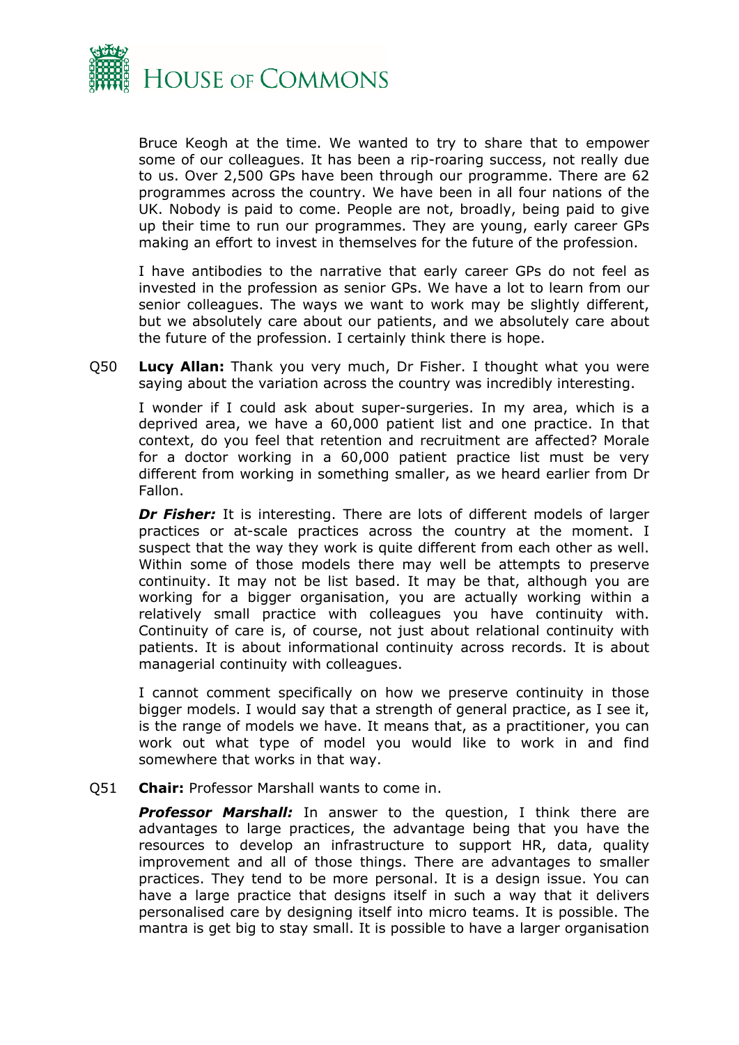Bruce Keogh at the time. We wanted to try to share that to empower some of our colleagues. It has been a rip-roaring success, not really due to us. Over 2,500 GPs have been through our programme. There are 62 programmes across the country. We have been in all four nations of the UK. Nobody is paid to come. People are not, broadly, being paid to give up their time to run our programmes. They are young, early career GPs making an effort to invest in themselves for the future of the profession.

I have antibodies to the narrative that early career GPs do not feel as invested in the profession as senior GPs. We have a lot to learn from our senior colleagues. The ways we want to work may be slightly different, but we absolutely care about our patients, and we absolutely care about the future of the profession. I certainly think there is hope.

Q50 **Lucy Allan:** Thank you very much, Dr Fisher. I thought what you were saying about the variation across the country was incredibly interesting.

I wonder if I could ask about super-surgeries. In my area, which is a deprived area, we have a 60,000 patient list and one practice. In that context, do you feel that retention and recruitment are affected? Morale for a doctor working in a 60,000 patient practice list must be very different from working in something smaller, as we heard earlier from Dr Fallon.

***Dr Fisher:*** It is interesting. There are lots of different models of larger practices or at-scale practices across the country at the moment. I suspect that the way they work is quite different from each other as well. Within some of those models there may well be attempts to preserve continuity. It may not be list based. It may be that, although you are working for a bigger organisation, you are actually working within a relatively small practice with colleagues you have continuity with. Continuity of care is, of course, not just about relational continuity with patients. It is about informational continuity across records. It is about managerial continuity with colleagues.

I cannot comment specifically on how we preserve continuity in those bigger models. I would say that a strength of general practice, as I see it, is the range of models we have. It means that, as a practitioner, you can work out what type of model you would like to work in and find somewhere that works in that way.

Q51 **Chair:** Professor Marshall wants to come in.

***Professor Marshall:*** In answer to the question, I think there are advantages to large practices, the advantage being that you have the resources to develop an infrastructure to support HR, data, quality improvement and all of those things. There are advantages to smaller practices. They tend to be more personal. It is a design issue. You can have a large practice that designs itself in such a way that it delivers personalised care by designing itself into micro teams. It is possible. The mantra is get big to stay small. It is possible to have a larger organisation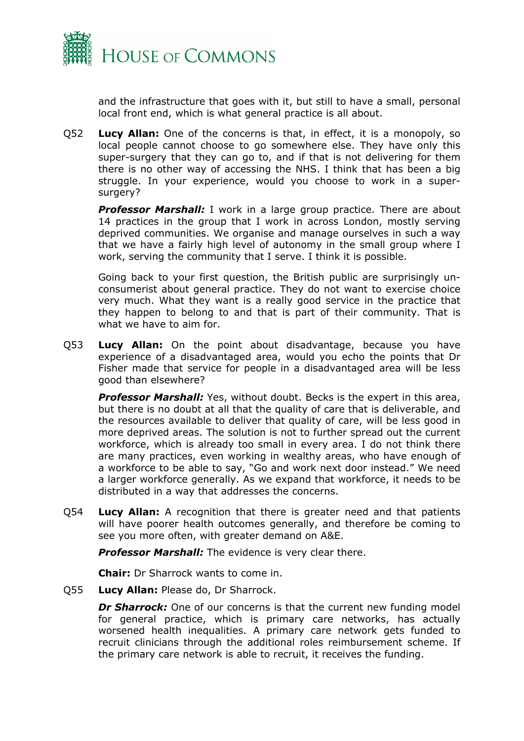and the infrastructure that goes with it, but still to have a small, personal local front end, which is what general practice is all about.

Q52 **Lucy Allan:** One of the concerns is that, in effect, it is a monopoly, so local people cannot choose to go somewhere else. They have only this super-surgery that they can go to, and if that is not delivering for them there is no other way of accessing the NHS. I think that has been a big struggle. In your experience, would you choose to work in a super-surgery?

***Professor Marshall:*** I work in a large group practice. There are about 14 practices in the group that I work in across London, mostly serving deprived communities. We organise and manage ourselves in such a way that we have a fairly high level of autonomy in the small group where I work, serving the community that I serve. I think it is possible.

Going back to your first question, the British public are surprisingly un-consumerist about general practice. They do not want to exercise choice very much. What they want is a really good service in the practice that they happen to belong to and that is part of their community. That is what we have to aim for.

Q53 **Lucy Allan:** On the point about disadvantage, because you have experience of a disadvantaged area, would you echo the points that Dr Fisher made that service for people in a disadvantaged area will be less good than elsewhere?

***Professor Marshall:*** Yes, without doubt. Becks is the expert in this area, but there is no doubt at all that the quality of care that is deliverable, and the resources available to deliver that quality of care, will be less good in more deprived areas. The solution is not to further spread out the current workforce, which is already too small in every area. I do not think there are many practices, even working in wealthy areas, who have enough of a workforce to be able to say, "Go and work next door instead." We need a larger workforce generally. As we expand that workforce, it needs to be distributed in a way that addresses the concerns.

Q54 **Lucy Allan:** A recognition that there is greater need and that patients will have poorer health outcomes generally, and therefore be coming to see you more often, with greater demand on A&E.

***Professor Marshall:*** The evidence is very clear there.

**Chair:** Dr Sharrock wants to come in.

Q55 **Lucy Allan:** Please do, Dr Sharrock.

***Dr Sharrock:*** One of our concerns is that the current new funding model for general practice, which is primary care networks, has actually worsened health inequalities. A primary care network gets funded to recruit clinicians through the additional roles reimbursement scheme. If the primary care network is able to recruit, it receives the funding.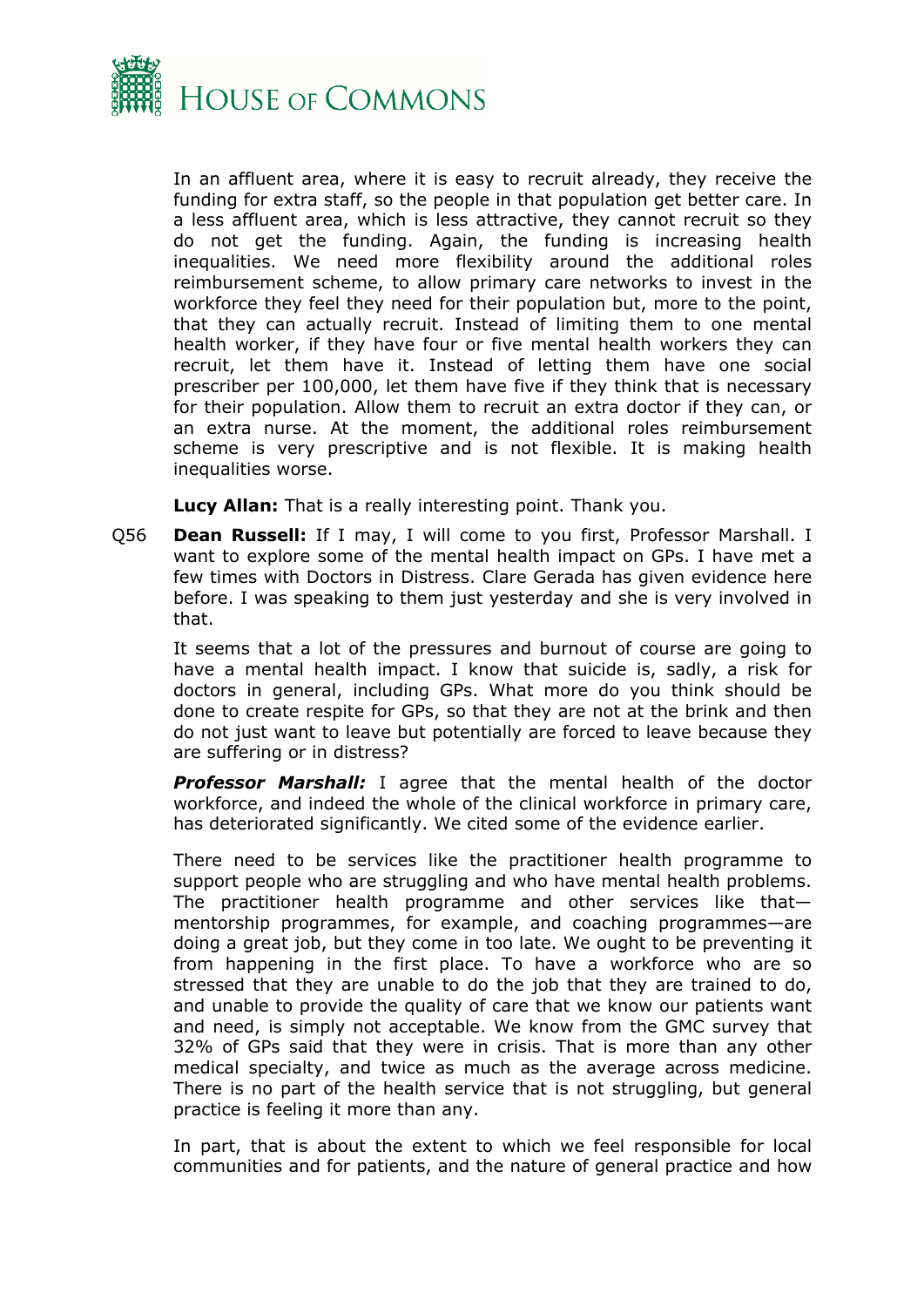In an affluent area, where it is easy to recruit already, they receive the funding for extra staff, so the people in that population get better care. In a less affluent area, which is less attractive, they cannot recruit so they do not get the funding. Again, the funding is increasing health inequalities. We need more flexibility around the additional roles reimbursement scheme, to allow primary care networks to invest in the workforce they feel they need for their population but, more to the point, that they can actually recruit. Instead of limiting them to one mental health worker, if they have four or five mental health workers they can recruit, let them have it. Instead of letting them have one social prescriber per 100,000, let them have five if they think that is necessary for their population. Allow them to recruit an extra doctor if they can, or an extra nurse. At the moment, the additional roles reimbursement scheme is very prescriptive and is not flexible. It is making health inequalities worse.

**Lucy Allan:** That is a really interesting point. Thank you.

Q56 **Dean Russell:** If I may, I will come to you first, Professor Marshall. I want to explore some of the mental health impact on GPs. I have met a few times with Doctors in Distress. Clare Gerada has given evidence here before. I was speaking to them just yesterday and she is very involved in that.

It seems that a lot of the pressures and burnout of course are going to have a mental health impact. I know that suicide is, sadly, a risk for doctors in general, including GPs. What more do you think should be done to create respite for GPs, so that they are not at the brink and then do not just want to leave but potentially are forced to leave because they are suffering or in distress?

***Professor Marshall:*** I agree that the mental health of the doctor workforce, and indeed the whole of the clinical workforce in primary care, has deteriorated significantly. We cited some of the evidence earlier.

There need to be services like the practitioner health programme to support people who are struggling and who have mental health problems. The practitioner health programme and other services like that—mentorship programmes, for example, and coaching programmes—are doing a great job, but they come in too late. We ought to be preventing it from happening in the first place. To have a workforce who are so stressed that they are unable to do the job that they are trained to do, and unable to provide the quality of care that we know our patients want and need, is simply not acceptable. We know from the GMC survey that 32% of GPs said that they were in crisis. That is more than any other medical specialty, and twice as much as the average across medicine. There is no part of the health service that is not struggling, but general practice is feeling it more than any.

In part, that is about the extent to which we feel responsible for local communities and for patients, and the nature of general practice and how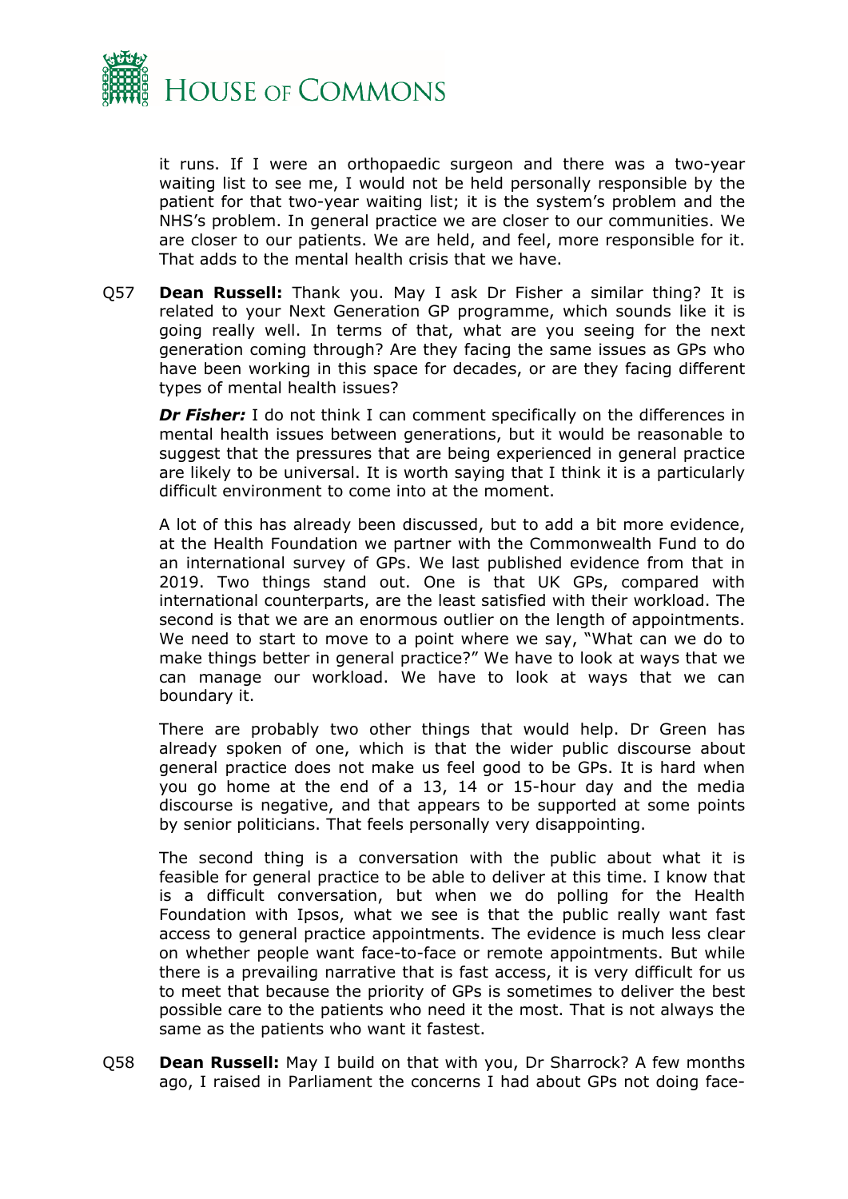it runs. If I were an orthopaedic surgeon and there was a two-year waiting list to see me, I would not be held personally responsible by the patient for that two-year waiting list; it is the system's problem and the NHS's problem. In general practice we are closer to our communities. We are closer to our patients. We are held, and feel, more responsible for it. That adds to the mental health crisis that we have.

Q57 **Dean Russell:** Thank you. May I ask Dr Fisher a similar thing? It is related to your Next Generation GP programme, which sounds like it is going really well. In terms of that, what are you seeing for the next generation coming through? Are they facing the same issues as GPs who have been working in this space for decades, or are they facing different types of mental health issues?

***Dr Fisher:*** I do not think I can comment specifically on the differences in mental health issues between generations, but it would be reasonable to suggest that the pressures that are being experienced in general practice are likely to be universal. It is worth saying that I think it is a particularly difficult environment to come into at the moment.

A lot of this has already been discussed, but to add a bit more evidence, at the Health Foundation we partner with the Commonwealth Fund to do an international survey of GPs. We last published evidence from that in 2019. Two things stand out. One is that UK GPs, compared with international counterparts, are the least satisfied with their workload. The second is that we are an enormous outlier on the length of appointments. We need to start to move to a point where we say, "What can we do to make things better in general practice?" We have to look at ways that we can manage our workload. We have to look at ways that we can boundary it.

There are probably two other things that would help. Dr Green has already spoken of one, which is that the wider public discourse about general practice does not make us feel good to be GPs. It is hard when you go home at the end of a 13, 14 or 15-hour day and the media discourse is negative, and that appears to be supported at some points by senior politicians. That feels personally very disappointing.

The second thing is a conversation with the public about what it is feasible for general practice to be able to deliver at this time. I know that is a difficult conversation, but when we do polling for the Health Foundation with Ipsos, what we see is that the public really want fast access to general practice appointments. The evidence is much less clear on whether people want face-to-face or remote appointments. But while there is a prevailing narrative that is fast access, it is very difficult for us to meet that because the priority of GPs is sometimes to deliver the best possible care to the patients who need it the most. That is not always the same as the patients who want it fastest.

Q58 **Dean Russell:** May I build on that with you, Dr Sharrock? A few months ago, I raised in Parliament the concerns I had about GPs not doing face-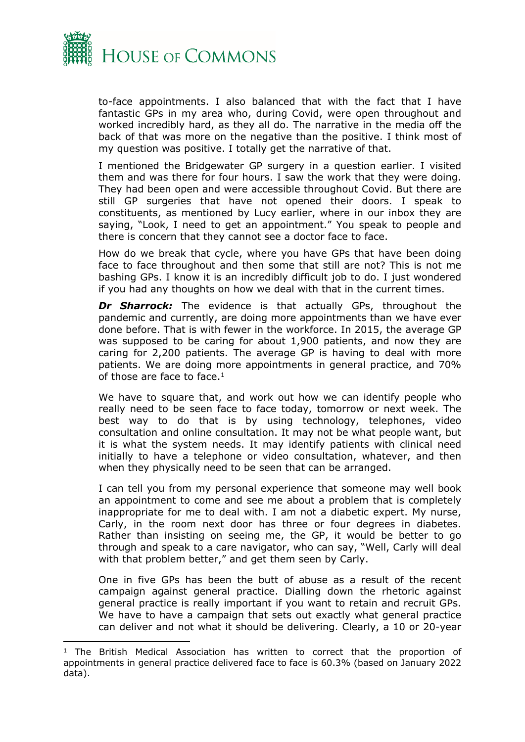to-face appointments. I also balanced that with the fact that I have fantastic GPs in my area who, during Covid, were open throughout and worked incredibly hard, as they all do. The narrative in the media off the back of that was more on the negative than the positive. I think most of my question was positive. I totally get the narrative of that.

I mentioned the Bridgewater GP surgery in a question earlier. I visited them and was there for four hours. I saw the work that they were doing. They had been open and were accessible throughout Covid. But there are still GP surgeries that have not opened their doors. I speak to constituents, as mentioned by Lucy earlier, where in our inbox they are saying, "Look, I need to get an appointment." You speak to people and there is concern that they cannot see a doctor face to face.

How do we break that cycle, where you have GPs that have been doing face to face throughout and then some that still are not? This is not me bashing GPs. I know it is an incredibly difficult job to do. I just wondered if you had any thoughts on how we deal with that in the current times.

***Dr Sharrock:*** The evidence is that actually GPs, throughout the pandemic and currently, are doing more appointments than we have ever done before. That is with fewer in the workforce. In 2015, the average GP was supposed to be caring for about 1,900 patients, and now they are caring for 2,200 patients. The average GP is having to deal with more patients. We are doing more appointments in general practice, and 70% of those are face to face.[1]

We have to square that, and work out how we can identify people who really need to be seen face to face today, tomorrow or next week. The best way to do that is by using technology, telephones, video consultation and online consultation. It may not be what people want, but it is what the system needs. It may identify patients with clinical need initially to have a telephone or video consultation, whatever, and then when they physically need to be seen that can be arranged.

I can tell you from my personal experience that someone may well book an appointment to come and see me about a problem that is completely inappropriate for me to deal with. I am not a diabetic expert. My nurse, Carly, in the room next door has three or four degrees in diabetes. Rather than insisting on seeing me, the GP, it would be better to go through and speak to a care navigator, who can say, "Well, Carly will deal with that problem better," and get them seen by Carly.

One in five GPs has been the butt of abuse as a result of the recent campaign against general practice. Dialling down the rhetoric against general practice is really important if you want to retain and recruit GPs. We have to have a campaign that sets out exactly what general practice can deliver and not what it should be delivering. Clearly, a 10 or 20-year

[1] The British Medical Association has written to correct that the proportion of appointments in general practice delivered face to face is 60.3% (based on January 2022 data).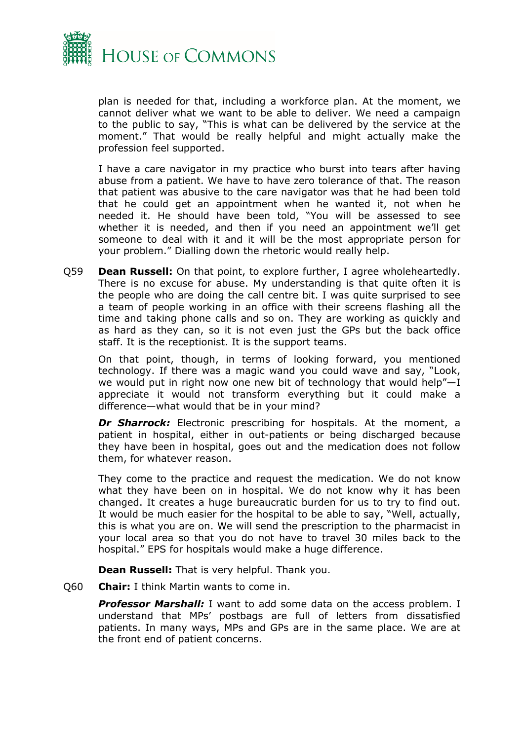plan is needed for that, including a workforce plan. At the moment, we cannot deliver what we want to be able to deliver. We need a campaign to the public to say, "This is what can be delivered by the service at the moment." That would be really helpful and might actually make the profession feel supported.

I have a care navigator in my practice who burst into tears after having abuse from a patient. We have to have zero tolerance of that. The reason that patient was abusive to the care navigator was that he had been told that he could get an appointment when he wanted it, not when he needed it. He should have been told, "You will be assessed to see whether it is needed, and then if you need an appointment we'll get someone to deal with it and it will be the most appropriate person for your problem." Dialling down the rhetoric would really help.

Q59 **Dean Russell:** On that point, to explore further, I agree wholeheartedly. There is no excuse for abuse. My understanding is that quite often it is the people who are doing the call centre bit. I was quite surprised to see a team of people working in an office with their screens flashing all the time and taking phone calls and so on. They are working as quickly and as hard as they can, so it is not even just the GPs but the back office staff. It is the receptionist. It is the support teams.

On that point, though, in terms of looking forward, you mentioned technology. If there was a magic wand you could wave and say, "Look, we would put in right now one new bit of technology that would help"—I appreciate it would not transform everything but it could make a difference—what would that be in your mind?

***Dr Sharrock:*** Electronic prescribing for hospitals. At the moment, a patient in hospital, either in out-patients or being discharged because they have been in hospital, goes out and the medication does not follow them, for whatever reason.

They come to the practice and request the medication. We do not know what they have been on in hospital. We do not know why it has been changed. It creates a huge bureaucratic burden for us to try to find out. It would be much easier for the hospital to be able to say, "Well, actually, this is what you are on. We will send the prescription to the pharmacist in your local area so that you do not have to travel 30 miles back to the hospital." EPS for hospitals would make a huge difference.

**Dean Russell:** That is very helpful. Thank you.

Q60 **Chair:** I think Martin wants to come in.

***Professor Marshall:*** I want to add some data on the access problem. I understand that MPs' postbags are full of letters from dissatisfied patients. In many ways, MPs and GPs are in the same place. We are at the front end of patient concerns.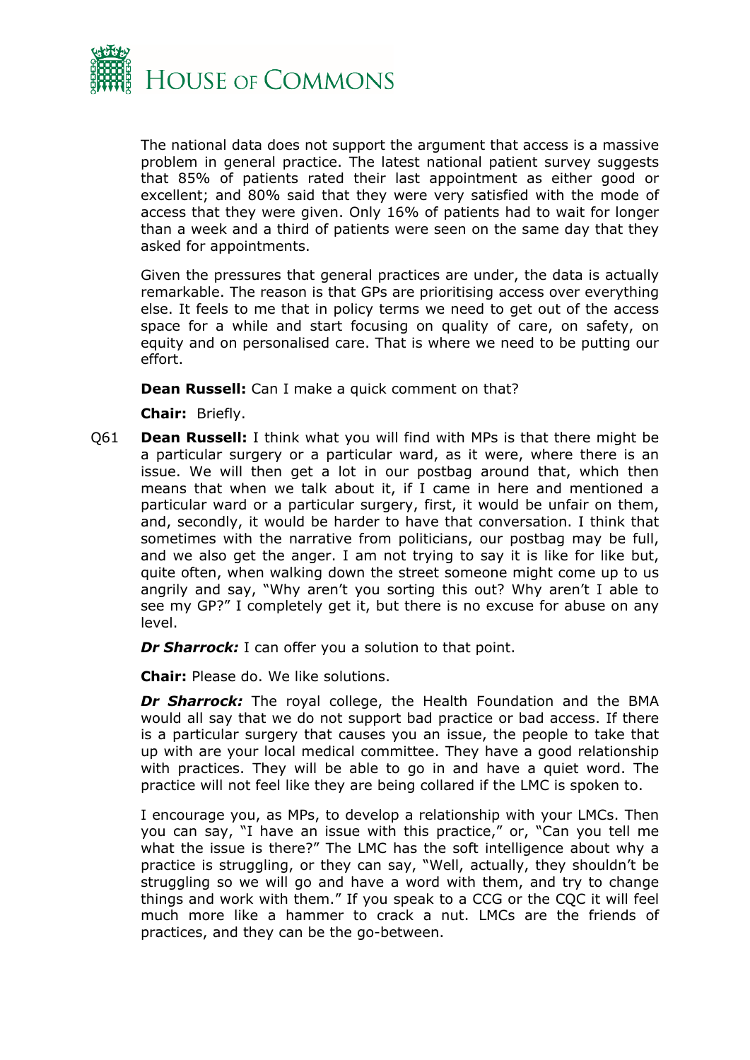The national data does not support the argument that access is a massive problem in general practice. The latest national patient survey suggests that 85% of patients rated their last appointment as either good or excellent; and 80% said that they were very satisfied with the mode of access that they were given. Only 16% of patients had to wait for longer than a week and a third of patients were seen on the same day that they asked for appointments.

Given the pressures that general practices are under, the data is actually remarkable. The reason is that GPs are prioritising access over everything else. It feels to me that in policy terms we need to get out of the access space for a while and start focusing on quality of care, on safety, on equity and on personalised care. That is where we need to be putting our effort.

**Dean Russell:** Can I make a quick comment on that?

**Chair:** Briefly.

Q61 **Dean Russell:** I think what you will find with MPs is that there might be a particular surgery or a particular ward, as it were, where there is an issue. We will then get a lot in our postbag around that, which then means that when we talk about it, if I came in here and mentioned a particular ward or a particular surgery, first, it would be unfair on them, and, secondly, it would be harder to have that conversation. I think that sometimes with the narrative from politicians, our postbag may be full, and we also get the anger. I am not trying to say it is like for like but, quite often, when walking down the street someone might come up to us angrily and say, "Why aren't you sorting this out? Why aren't I able to see my GP?" I completely get it, but there is no excuse for abuse on any level.

***Dr Sharrock:*** I can offer you a solution to that point.

**Chair:** Please do. We like solutions.

***Dr Sharrock:*** The royal college, the Health Foundation and the BMA would all say that we do not support bad practice or bad access. If there is a particular surgery that causes you an issue, the people to take that up with are your local medical committee. They have a good relationship with practices. They will be able to go in and have a quiet word. The practice will not feel like they are being collared if the LMC is spoken to.

I encourage you, as MPs, to develop a relationship with your LMCs. Then you can say, "I have an issue with this practice," or, "Can you tell me what the issue is there?" The LMC has the soft intelligence about why a practice is struggling, or they can say, "Well, actually, they shouldn't be struggling so we will go and have a word with them, and try to change things and work with them." If you speak to a CCG or the CQC it will feel much more like a hammer to crack a nut. LMCs are the friends of practices, and they can be the go-between.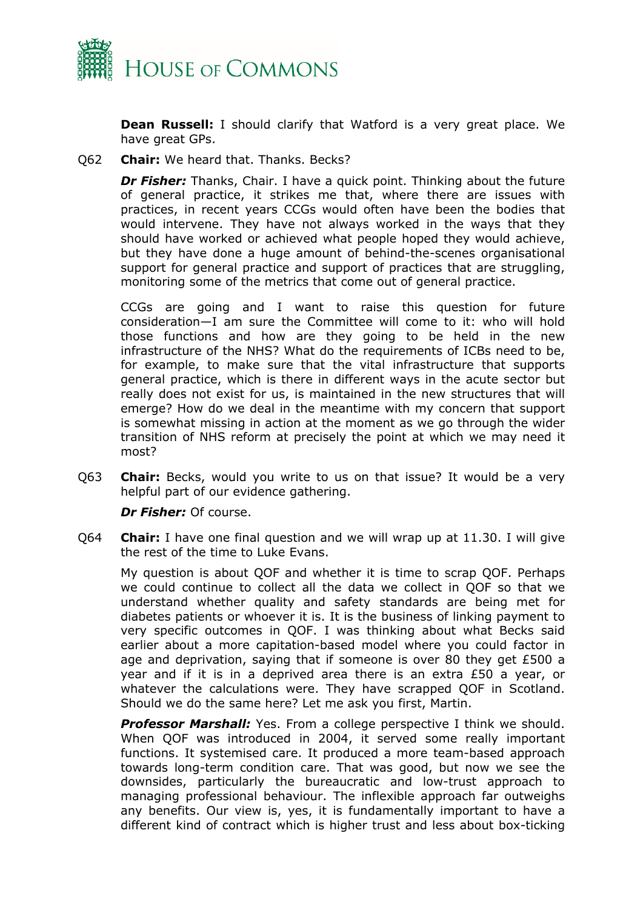**Dean Russell:** I should clarify that Watford is a very great place. We have great GPs.

Q62 **Chair:** We heard that. Thanks. Becks?

***Dr Fisher:*** Thanks, Chair. I have a quick point. Thinking about the future of general practice, it strikes me that, where there are issues with practices, in recent years CCGs would often have been the bodies that would intervene. They have not always worked in the ways that they should have worked or achieved what people hoped they would achieve, but they have done a huge amount of behind-the-scenes organisational support for general practice and support of practices that are struggling, monitoring some of the metrics that come out of general practice.

CCGs are going and I want to raise this question for future consideration—I am sure the Committee will come to it: who will hold those functions and how are they going to be held in the new infrastructure of the NHS? What do the requirements of ICBs need to be, for example, to make sure that the vital infrastructure that supports general practice, which is there in different ways in the acute sector but really does not exist for us, is maintained in the new structures that will emerge? How do we deal in the meantime with my concern that support is somewhat missing in action at the moment as we go through the wider transition of NHS reform at precisely the point at which we may need it most?

Q63 **Chair:** Becks, would you write to us on that issue? It would be a very helpful part of our evidence gathering.

***Dr Fisher:*** Of course.

Q64 **Chair:** I have one final question and we will wrap up at 11.30. I will give the rest of the time to Luke Evans.

My question is about QOF and whether it is time to scrap QOF. Perhaps we could continue to collect all the data we collect in QOF so that we understand whether quality and safety standards are being met for diabetes patients or whoever it is. It is the business of linking payment to very specific outcomes in QOF. I was thinking about what Becks said earlier about a more capitation-based model where you could factor in age and deprivation, saying that if someone is over 80 they get £500 a year and if it is in a deprived area there is an extra £50 a year, or whatever the calculations were. They have scrapped QOF in Scotland. Should we do the same here? Let me ask you first, Martin.

***Professor Marshall:*** Yes. From a college perspective I think we should. When QOF was introduced in 2004, it served some really important functions. It systemised care. It produced a more team-based approach towards long-term condition care. That was good, but now we see the downsides, particularly the bureaucratic and low-trust approach to managing professional behaviour. The inflexible approach far outweighs any benefits. Our view is, yes, it is fundamentally important to have a different kind of contract which is higher trust and less about box-ticking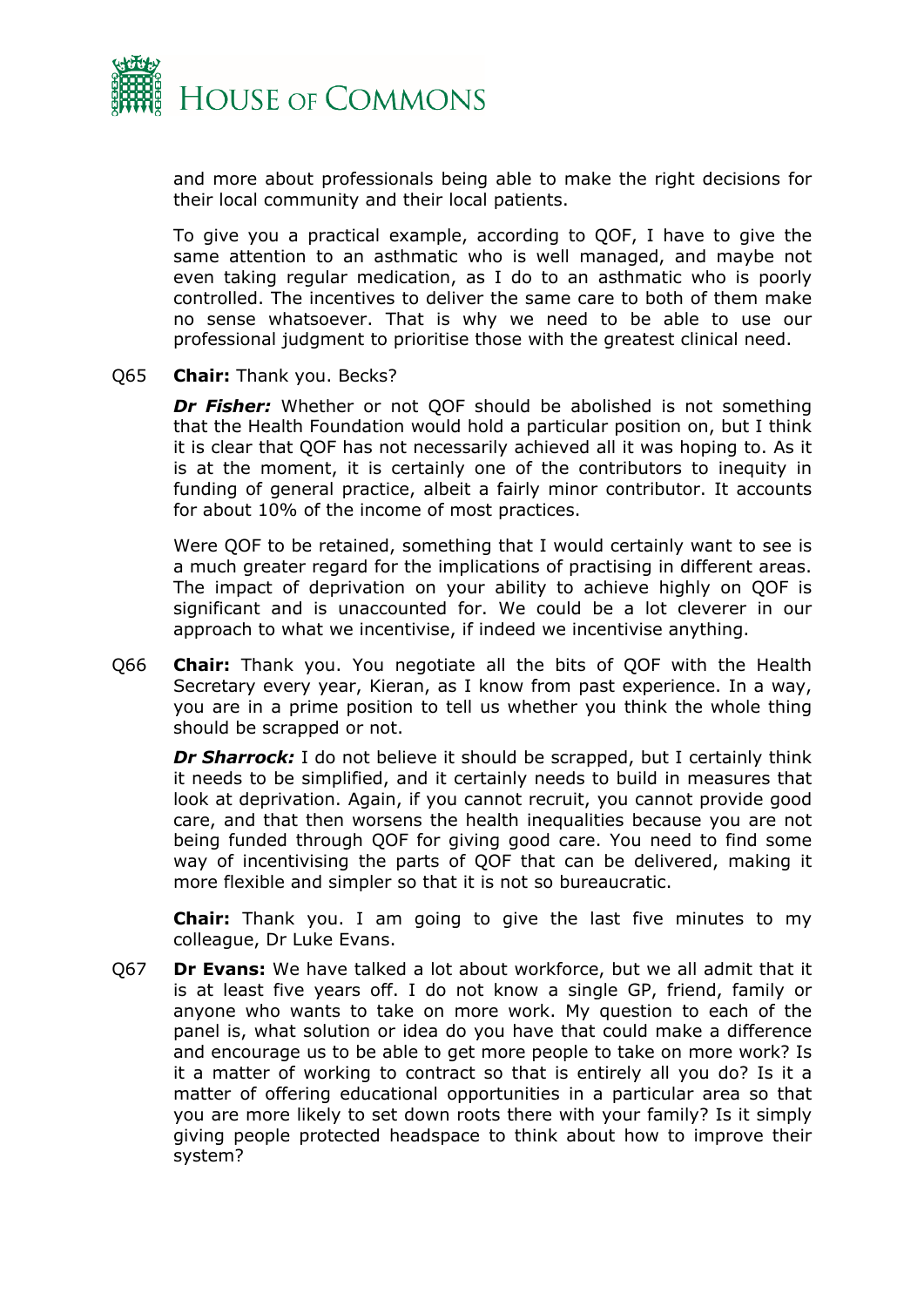and more about professionals being able to make the right decisions for their local community and their local patients.

To give you a practical example, according to QOF, I have to give the same attention to an asthmatic who is well managed, and maybe not even taking regular medication, as I do to an asthmatic who is poorly controlled. The incentives to deliver the same care to both of them make no sense whatsoever. That is why we need to be able to use our professional judgment to prioritise those with the greatest clinical need.

Q65 **Chair:** Thank you. Becks?

***Dr Fisher:*** Whether or not QOF should be abolished is not something that the Health Foundation would hold a particular position on, but I think it is clear that QOF has not necessarily achieved all it was hoping to. As it is at the moment, it is certainly one of the contributors to inequity in funding of general practice, albeit a fairly minor contributor. It accounts for about 10% of the income of most practices.

Were QOF to be retained, something that I would certainly want to see is a much greater regard for the implications of practising in different areas. The impact of deprivation on your ability to achieve highly on QOF is significant and is unaccounted for. We could be a lot cleverer in our approach to what we incentivise, if indeed we incentivise anything.

Q66 **Chair:** Thank you. You negotiate all the bits of QOF with the Health Secretary every year, Kieran, as I know from past experience. In a way, you are in a prime position to tell us whether you think the whole thing should be scrapped or not.

***Dr Sharrock:*** I do not believe it should be scrapped, but I certainly think it needs to be simplified, and it certainly needs to build in measures that look at deprivation. Again, if you cannot recruit, you cannot provide good care, and that then worsens the health inequalities because you are not being funded through QOF for giving good care. You need to find some way of incentivising the parts of QOF that can be delivered, making it more flexible and simpler so that it is not so bureaucratic.

**Chair:** Thank you. I am going to give the last five minutes to my colleague, Dr Luke Evans.

Q67 **Dr Evans:** We have talked a lot about workforce, but we all admit that it is at least five years off. I do not know a single GP, friend, family or anyone who wants to take on more work. My question to each of the panel is, what solution or idea do you have that could make a difference and encourage us to be able to get more people to take on more work? Is it a matter of working to contract so that is entirely all you do? Is it a matter of offering educational opportunities in a particular area so that you are more likely to set down roots there with your family? Is it simply giving people protected headspace to think about how to improve their system?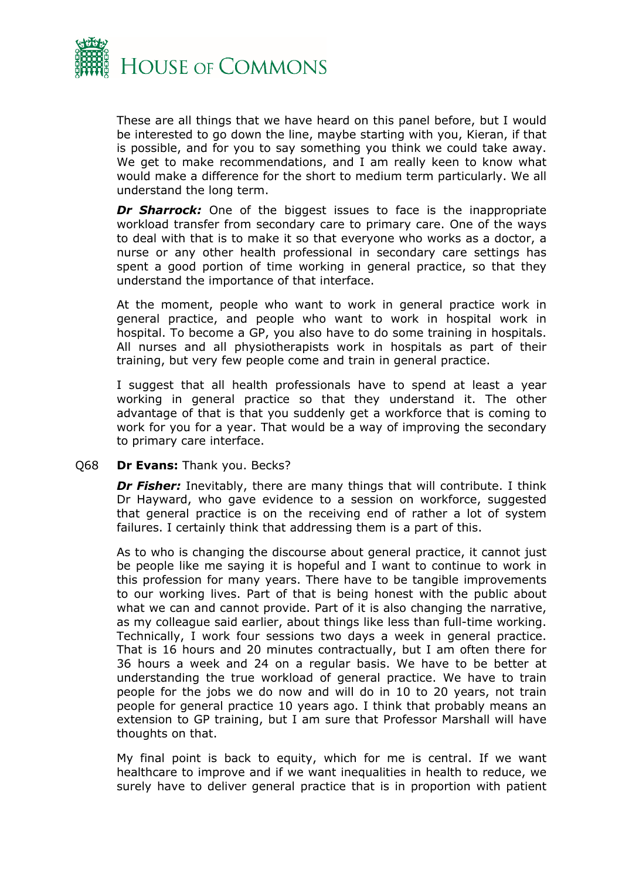These are all things that we have heard on this panel before, but I would be interested to go down the line, maybe starting with you, Kieran, if that is possible, and for you to say something you think we could take away. We get to make recommendations, and I am really keen to know what would make a difference for the short to medium term particularly. We all understand the long term.

***Dr Sharrock:*** One of the biggest issues to face is the inappropriate workload transfer from secondary care to primary care. One of the ways to deal with that is to make it so that everyone who works as a doctor, a nurse or any other health professional in secondary care settings has spent a good portion of time working in general practice, so that they understand the importance of that interface.

At the moment, people who want to work in general practice work in general practice, and people who want to work in hospital work in hospital. To become a GP, you also have to do some training in hospitals. All nurses and all physiotherapists work in hospitals as part of their training, but very few people come and train in general practice.

I suggest that all health professionals have to spend at least a year working in general practice so that they understand it. The other advantage of that is that you suddenly get a workforce that is coming to work for you for a year. That would be a way of improving the secondary to primary care interface.

Q68 **Dr Evans:** Thank you. Becks?

***Dr Fisher:*** Inevitably, there are many things that will contribute. I think Dr Hayward, who gave evidence to a session on workforce, suggested that general practice is on the receiving end of rather a lot of system failures. I certainly think that addressing them is a part of this.

As to who is changing the discourse about general practice, it cannot just be people like me saying it is hopeful and I want to continue to work in this profession for many years. There have to be tangible improvements to our working lives. Part of that is being honest with the public about what we can and cannot provide. Part of it is also changing the narrative, as my colleague said earlier, about things like less than full-time working. Technically, I work four sessions two days a week in general practice. That is 16 hours and 20 minutes contractually, but I am often there for 36 hours a week and 24 on a regular basis. We have to be better at understanding the true workload of general practice. We have to train people for the jobs we do now and will do in 10 to 20 years, not train people for general practice 10 years ago. I think that probably means an extension to GP training, but I am sure that Professor Marshall will have thoughts on that.

My final point is back to equity, which for me is central. If we want healthcare to improve and if we want inequalities in health to reduce, we surely have to deliver general practice that is in proportion with patient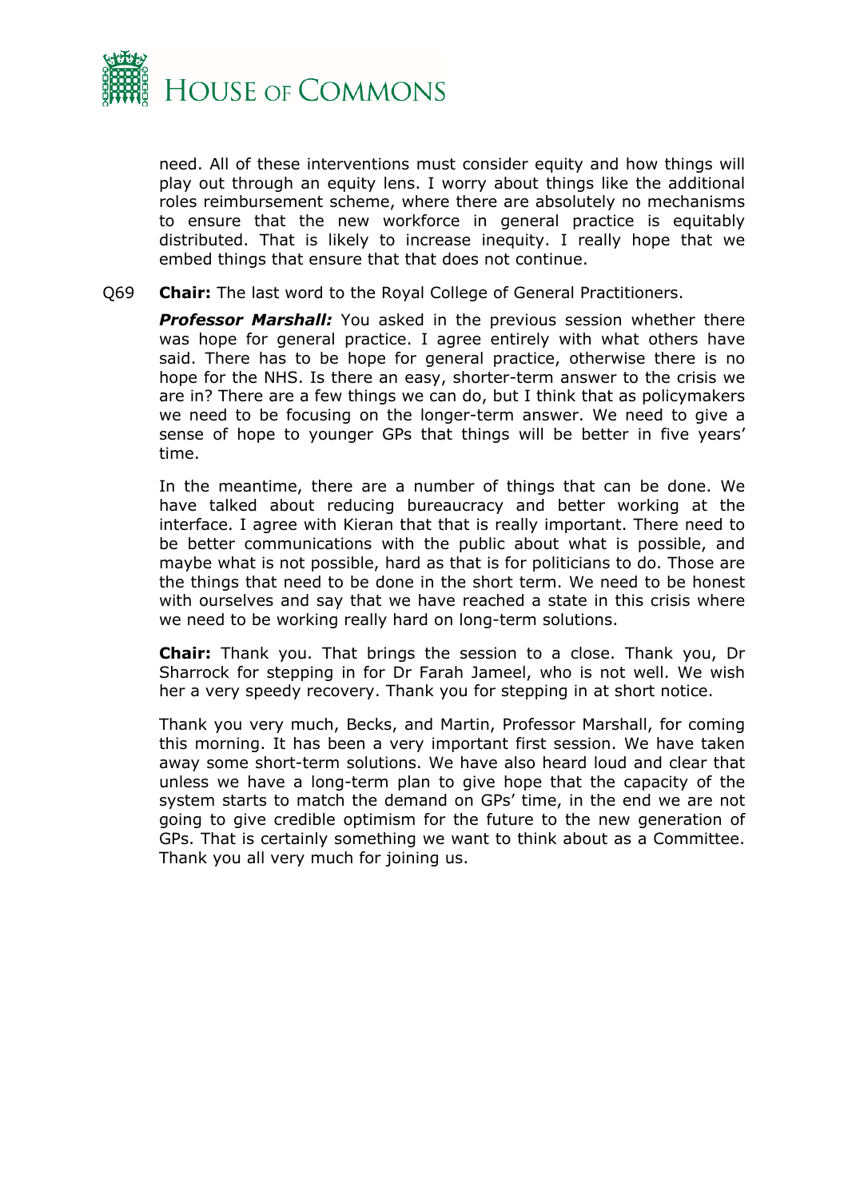need. All of these interventions must consider equity and how things will play out through an equity lens. I worry about things like the additional roles reimbursement scheme, where there are absolutely no mechanisms to ensure that the new workforce in general practice is equitably distributed. That is likely to increase inequity. I really hope that we embed things that ensure that that does not continue.

Q69 **Chair:** The last word to the Royal College of General Practitioners.

***Professor Marshall:*** You asked in the previous session whether there was hope for general practice. I agree entirely with what others have said. There has to be hope for general practice, otherwise there is no hope for the NHS. Is there an easy, shorter-term answer to the crisis we are in? There are a few things we can do, but I think that as policymakers we need to be focusing on the longer-term answer. We need to give a sense of hope to younger GPs that things will be better in five years' time.

In the meantime, there are a number of things that can be done. We have talked about reducing bureaucracy and better working at the interface. I agree with Kieran that that is really important. There need to be better communications with the public about what is possible, and maybe what is not possible, hard as that is for politicians to do. Those are the things that need to be done in the short term. We need to be honest with ourselves and say that we have reached a state in this crisis where we need to be working really hard on long-term solutions.

**Chair:** Thank you. That brings the session to a close. Thank you, Dr Sharrock for stepping in for Dr Farah Jameel, who is not well. We wish her a very speedy recovery. Thank you for stepping in at short notice.

Thank you very much, Becks, and Martin, Professor Marshall, for coming this morning. It has been a very important first session. We have taken away some short-term solutions. We have also heard loud and clear that unless we have a long-term plan to give hope that the capacity of the system starts to match the demand on GPs' time, in the end we are not going to give credible optimism for the future to the new generation of GPs. That is certainly something we want to think about as a Committee. Thank you all very much for joining us.